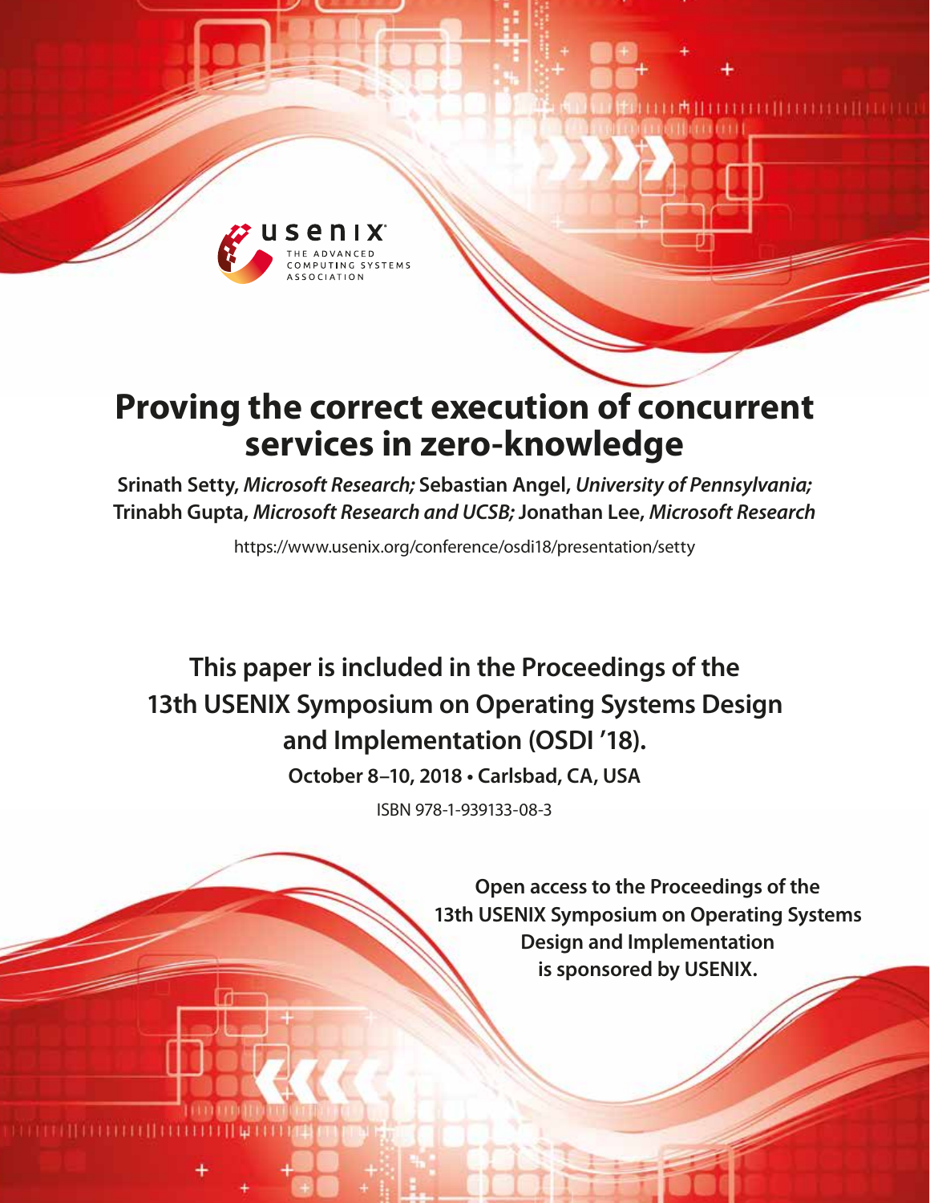# Proving the correct execution of concurrent services in zero-knowledge

**Srinath Setty,** *Microsoft Research;* **Sebastian Angel,** *University of Pennsylvania;* **Trinabh Gupta,** *Microsoft Research and UCSB;* **Jonathan Lee,** *Microsoft Research*

https://www.usenix.org/conference/osdi18/presentation/setty

**This paper is included in the Proceedings of the 13th USENIX Symposium on Operating Systems Design and Implementation (OSDI '18).**

**October 8–10, 2018 • Carlsbad, CA, USA**

ISBN 978-1-939133-08-3

**Open access to the Proceedings of the 13th USENIX Symposium on Operating Systems Design and Implementation is sponsored by USENIX.**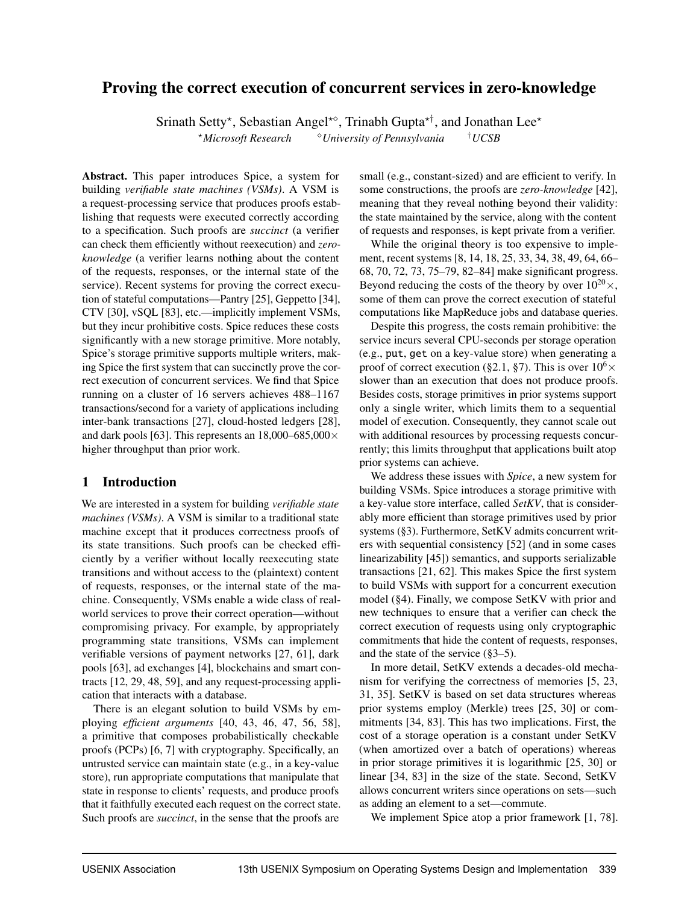# Proving the correct execution of concurrent services in zero-knowledge

Srinath Setty[⋆], Sebastian Angel[⋆⋄], Trinabh Gupta[⋆†], and Jonathan Lee[⋆]

[⋆]*Microsoft Research* [⋄]*University of Pennsylvania* [†]*UCSB*

**Abstract.** This paper introduces Spice, a system for building *verifiable state machines (VSMs)*. A VSM is a request-processing service that produces proofs establishing that requests were executed correctly according to a specification. Such proofs are *succinct* (a verifier can check them efficiently without reexecution) and *zero-knowledge* (a verifier learns nothing about the content of the requests, responses, or the internal state of the service). Recent systems for proving the correct execution of stateful computations—Pantry [25], Geppetto [34], CTV [30], vSQL [83], etc.—implicitly implement VSMs, but they incur prohibitive costs. Spice reduces these costs significantly with a new storage primitive. More notably, Spice's storage primitive supports multiple writers, making Spice the first system that can succinctly prove the correct execution of concurrent services. We find that Spice running on a cluster of 16 servers achieves 488–1167 transactions/second for a variety of applications including inter-bank transactions [27], cloud-hosted ledgers [28], and dark pools [63]. This represents an 18,000–685,000× higher throughput than prior work.

## 1 Introduction

We are interested in a system for building *verifiable state machines (VSMs)*. A VSM is similar to a traditional state machine except that it produces correctness proofs of its state transitions. Such proofs can be checked efficiently by a verifier without locally reexecuting state transitions and without access to the (plaintext) content of requests, responses, or the internal state of the machine. Consequently, VSMs enable a wide class of real-world services to prove their correct operation—without compromising privacy. For example, by appropriately programming state transitions, VSMs can implement verifiable versions of payment networks [27, 61], dark pools [63], ad exchanges [4], blockchains and smart contracts [12, 29, 48, 59], and any request-processing application that interacts with a database.

There is an elegant solution to build VSMs by employing *efficient arguments* [40, 43, 46, 47, 56, 58], a primitive that composes probabilistically checkable proofs (PCPs) [6, 7] with cryptography. Specifically, an untrusted service can maintain state (e.g., in a key-value store), run appropriate computations that manipulate that state in response to clients' requests, and produce proofs that it faithfully executed each request on the correct state. Such proofs are *succinct*, in the sense that the proofs are small (e.g., constant-sized) and are efficient to verify. In some constructions, the proofs are *zero-knowledge* [42], meaning that they reveal nothing beyond their validity: the state maintained by the service, along with the content of requests and responses, is kept private from a verifier.

While the original theory is too expensive to implement, recent systems [8, 14, 18, 25, 33, 34, 38, 49, 64, 66–68, 70, 72, 73, 75–79, 82–84] make significant progress. Beyond reducing the costs of the theory by over $10^{20}\times$, some of them can prove the correct execution of stateful computations like MapReduce jobs and database queries.

Despite this progress, the costs remain prohibitive: the service incurs several CPU-seconds per storage operation (e.g., put, get on a key-value store) when generating a proof of correct execution (§2.1, §7). This is over $10^6\times$ slower than an execution that does not produce proofs. Besides costs, storage primitives in prior systems support only a single writer, which limits them to a sequential model of execution. Consequently, they cannot scale out with additional resources by processing requests concurrently; this limits throughput that applications built atop prior systems can achieve.

We address these issues with *Spice*, a new system for building VSMs. Spice introduces a storage primitive with a key-value store interface, called *SetKV*, that is considerably more efficient than storage primitives used by prior systems (§3). Furthermore, SetKV admits concurrent writers with sequential consistency [52] (and in some cases linearizability [45]) semantics, and supports serializable transactions [21, 62]. This makes Spice the first system to build VSMs with support for a concurrent execution model (§4). Finally, we compose SetKV with prior and new techniques to ensure that a verifier can check the correct execution of requests using only cryptographic commitments that hide the content of requests, responses, and the state of the service (§3–5).

In more detail, SetKV extends a decades-old mechanism for verifying the correctness of memories [5, 23, 31, 35]. SetKV is based on set data structures whereas prior systems employ (Merkle) trees [25, 30] or commitments [34, 83]. This has two implications. First, the cost of a storage operation is a constant under SetKV (when amortized over a batch of operations) whereas in prior storage primitives it is logarithmic [25, 30] or linear [34, 83] in the size of the state. Second, SetKV allows concurrent writers since operations on sets—such as adding an element to a set—commute.

We implement Spice atop a prior framework [1, 78].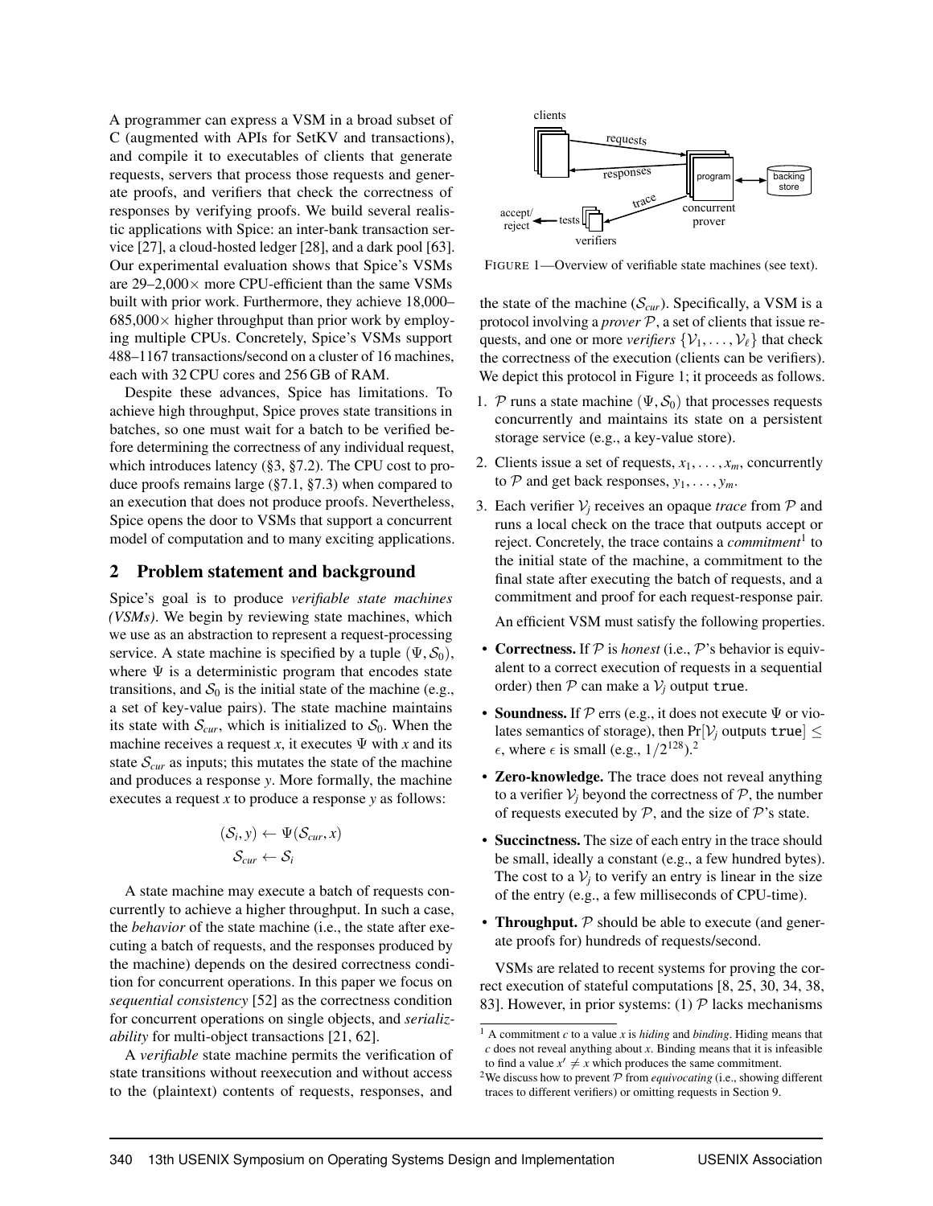A programmer can express a VSM in a broad subset of C (augmented with APIs for SetKV and transactions), and compile it to executables of clients that generate requests, servers that process those requests and generate proofs, and verifiers that check the correctness of responses by verifying proofs. We build several realistic applications with Spice: an inter-bank transaction service [27], a cloud-hosted ledger [28], and a dark pool [63]. Our experimental evaluation shows that Spice's VSMs are 29–2,000× more CPU-efficient than the same VSMs built with prior work. Furthermore, they achieve 18,000–685,000× higher throughput than prior work by employing multiple CPUs. Concretely, Spice's VSMs support 488–1167 transactions/second on a cluster of 16 machines, each with 32 CPU cores and 256 GB of RAM.

Despite these advances, Spice has limitations. To achieve high throughput, Spice proves state transitions in batches, so one must wait for a batch to be verified before determining the correctness of any individual request, which introduces latency (§3, §7.2). The CPU cost to produce proofs remains large (§7.1, §7.3) when compared to an execution that does not produce proofs. Nevertheless, Spice opens the door to VSMs that support a concurrent model of computation and to many exciting applications.

## 2 Problem statement and background

Spice's goal is to produce *verifiable state machines (VSMs)*. We begin by reviewing state machines, which we use as an abstraction to represent a request-processing service. A state machine is specified by a tuple $(\Psi, \mathcal{S}_0)$, where $\Psi$ is a deterministic program that encodes state transitions, and $\mathcal{S}_0$ is the initial state of the machine (e.g., a set of key-value pairs). The state machine maintains its state with $\mathcal{S}_{cur}$, which is initialized to $\mathcal{S}_0$. When the machine receives a request $x$, it executes $\Psi$ with $x$ and its state $\mathcal{S}_{cur}$ as inputs; this mutates the state of the machine and produces a response $y$. More formally, the machine executes a request $x$ to produce a response $y$ as follows:

$$(\mathcal{S}_i, y) \leftarrow \Psi(\mathcal{S}_{cur}, x)$$
$$\mathcal{S}_{cur} \leftarrow \mathcal{S}_i$$

A state machine may execute a batch of requests concurrently to achieve a higher throughput. In such a case, the *behavior* of the state machine (i.e., the state after executing a batch of requests, and the responses produced by the machine) depends on the desired correctness condition for concurrent operations. In this paper we focus on *sequential consistency* [52] as the correctness condition for concurrent operations on single objects, and *serializability* for multi-object transactions [21, 62].

A *verifiable* state machine permits the verification of state transitions without reexecution and without access to the (plaintext) contents of requests, responses, and the state of the machine ($\mathcal{S}_{cur}$). Specifically, a VSM is a protocol involving a *prover* $\mathcal{P}$, a set of clients that issue requests, and one or more *verifiers* $\{\mathcal{V}_1, \ldots, \mathcal{V}_\ell\}$ that check the correctness of the execution (clients can be verifiers). We depict this protocol in Figure 1; it proceeds as follows.

FIGURE 1—Overview of verifiable state machines (see text).

1. $\mathcal{P}$ runs a state machine $(\Psi, \mathcal{S}_0)$ that processes requests concurrently and maintains its state on a persistent storage service (e.g., a key-value store).
2. Clients issue a set of requests, $x_1, \ldots, x_m$, concurrently to $\mathcal{P}$ and get back responses, $y_1, \ldots, y_m$.
3. Each verifier $\mathcal{V}_j$ receives an opaque *trace* from $\mathcal{P}$ and runs a local check on the trace that outputs accept or reject. Concretely, the trace contains a *commitment*[1] to the initial state of the machine, a commitment to the final state after executing the batch of requests, and a commitment and proof for each request-response pair.

   An efficient VSM must satisfy the following properties.

- **Correctness.** If $\mathcal{P}$ is *honest* (i.e., $\mathcal{P}$'s behavior is equivalent to a correct execution of requests in a sequential order) then $\mathcal{P}$ can make a $\mathcal{V}_j$ output `true`.
- **Soundness.** If $\mathcal{P}$ errs (e.g., it does not execute $\Psi$ or violates semantics of storage), then $\Pr[\mathcal{V}_j \text{ outputs } \texttt{true}] \leq \epsilon$, where $\epsilon$ is small (e.g., $1/2^{128}$).[2]
- **Zero-knowledge.** The trace does not reveal anything to a verifier $\mathcal{V}_j$ beyond the correctness of $\mathcal{P}$, the number of requests executed by $\mathcal{P}$, and the size of $\mathcal{P}$'s state.
- **Succinctness.** The size of each entry in the trace should be small, ideally a constant (e.g., a few hundred bytes). The cost to a $\mathcal{V}_j$ to verify an entry is linear in the size of the entry (e.g., a few milliseconds of CPU-time).
- **Throughput.** $\mathcal{P}$ should be able to execute (and generate proofs for) hundreds of requests/second.

VSMs are related to recent systems for proving the correct execution of stateful computations [8, 25, 30, 34, 38, 83]. However, in prior systems: (1) $\mathcal{P}$ lacks mechanisms

[1] A commitment $c$ to a value $x$ is *hiding* and *binding*. Hiding means that $c$ does not reveal anything about $x$. Binding means that it is infeasible to find a value $x' \neq x$ which produces the same commitment.

[2] We discuss how to prevent $\mathcal{P}$ from *equivocating* (i.e., showing different traces to different verifiers) or omitting requests in Section 9.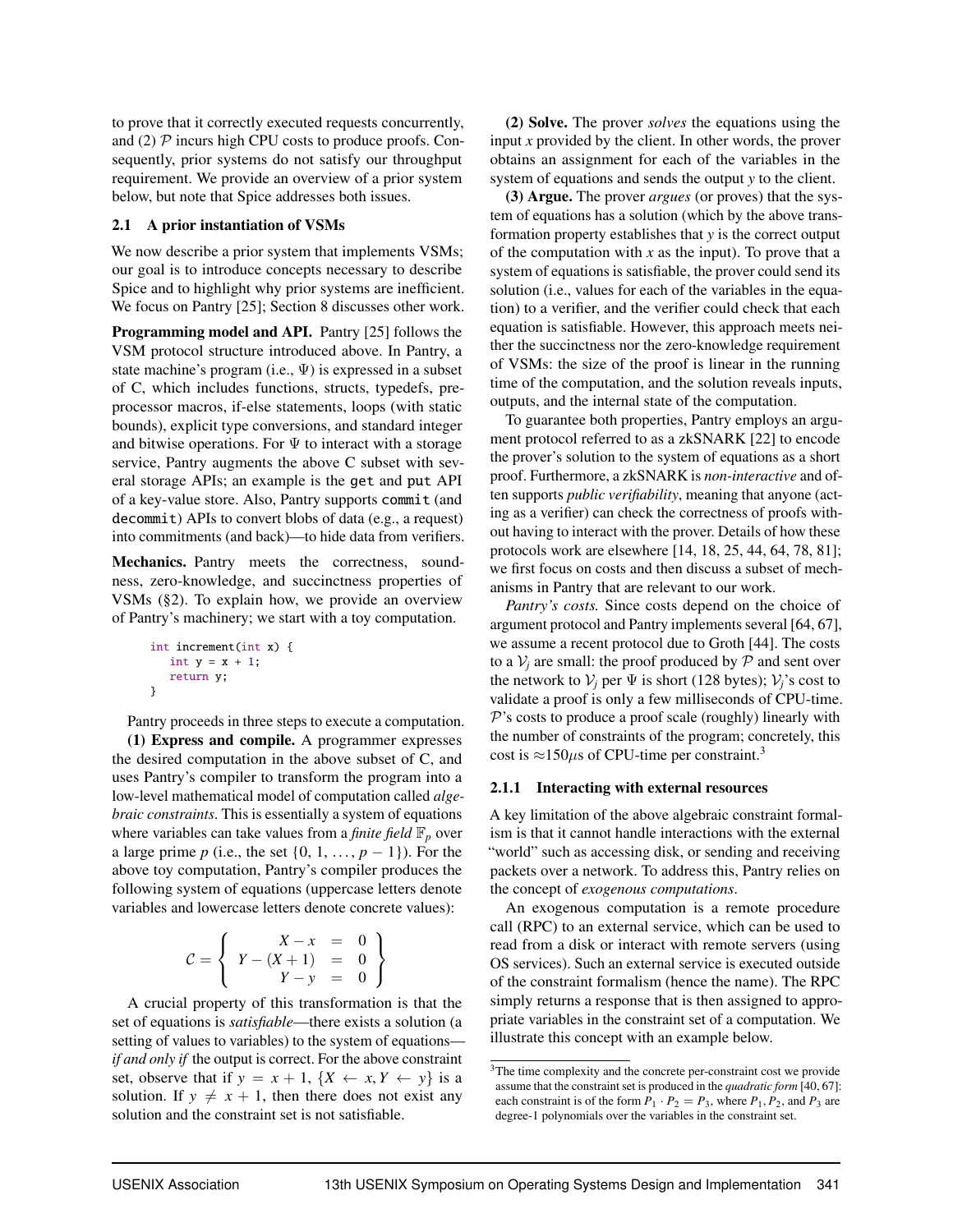to prove that it correctly executed requests concurrently, and (2) $\mathcal{P}$ incurs high CPU costs to produce proofs. Consequently, prior systems do not satisfy our throughput requirement. We provide an overview of a prior system below, but note that Spice addresses both issues.

### 2.1 A prior instantiation of VSMs

We now describe a prior system that implements VSMs; our goal is to introduce concepts necessary to describe Spice and to highlight why prior systems are inefficient. We focus on Pantry [25]; Section 8 discusses other work.

**Programming model and API.** Pantry [25] follows the VSM protocol structure introduced above. In Pantry, a state machine's program (i.e., $\Psi$) is expressed in a subset of C, which includes functions, structs, typedefs, preprocessor macros, if-else statements, loops (with static bounds), explicit type conversions, and standard integer and bitwise operations. For $\Psi$ to interact with a storage service, Pantry augments the above C subset with several storage APIs; an example is the `get` and `put` API of a key-value store. Also, Pantry supports `commit` (and `decommit`) APIs to convert blobs of data (e.g., a request) into commitments (and back)—to hide data from verifiers.

**Mechanics.** Pantry meets the correctness, soundness, zero-knowledge, and succinctness properties of VSMs (§2). To explain how, we provide an overview of Pantry's machinery; we start with a toy computation.

```
int increment(int x) {
   int y = x + 1;
   return y;
}
```

Pantry proceeds in three steps to execute a computation.

**(1) Express and compile.** A programmer expresses the desired computation in the above subset of C, and uses Pantry's compiler to transform the program into a low-level mathematical model of computation called *algebraic constraints*. This is essentially a system of equations where variables can take values from a *finite field* $\mathbb{F}_p$ over a large prime $p$ (i.e., the set $\{0, 1, \ldots, p-1\}$). For the above toy computation, Pantry's compiler produces the following system of equations (uppercase letters denote variables and lowercase letters denote concrete values):

$$\mathcal{C} = \left\{ \begin{array}{rcl} X - x & = & 0 \\ Y - (X+1) & = & 0 \\ Y - y & = & 0 \end{array} \right\}$$

A crucial property of this transformation is that the set of equations is *satisfiable*—there exists a solution (a setting of values to variables) to the system of equations—*if and only if* the output is correct. For the above constraint set, observe that if $y = x + 1$, $\{X \leftarrow x, Y \leftarrow y\}$ is a solution. If $y \neq x + 1$, then there does not exist any solution and the constraint set is not satisfiable.

**(2) Solve.** The prover *solves* the equations using the input $x$ provided by the client. In other words, the prover obtains an assignment for each of the variables in the system of equations and sends the output $y$ to the client.

**(3) Argue.** The prover *argues* (or proves) that the system of equations has a solution (which by the above transformation property establishes that $y$ is the correct output of the computation with $x$ as the input). To prove that a system of equations is satisfiable, the prover could send its solution (i.e., values for each of the variables in the equation) to a verifier, and the verifier could check that each equation is satisfiable. However, this approach meets neither the succinctness nor the zero-knowledge requirement of VSMs: the size of the proof is linear in the running time of the computation, and the solution reveals inputs, outputs, and the internal state of the computation.

To guarantee both properties, Pantry employs an argument protocol referred to as a zkSNARK [22] to encode the prover's solution to the system of equations as a short proof. Furthermore, a zkSNARK is *non-interactive* and often supports *public verifiability*, meaning that anyone (acting as a verifier) can check the correctness of proofs without having to interact with the prover. Details of how these protocols work are elsewhere [14, 18, 25, 44, 64, 78, 81]; we first focus on costs and then discuss a subset of mechanisms in Pantry that are relevant to our work.

*Pantry's costs.* Since costs depend on the choice of argument protocol and Pantry implements several [64, 67], we assume a recent protocol due to Groth [44]. The costs to a $\mathcal{V}_j$ are small: the proof produced by $\mathcal{P}$ and sent over the network to $\mathcal{V}_j$ per $\Psi$ is short (128 bytes); $\mathcal{V}_j$'s cost to validate a proof is only a few milliseconds of CPU-time. $\mathcal{P}$'s costs to produce a proof scale (roughly) linearly with the number of constraints of the program; concretely, this cost is $\approx$150$\mu$s of CPU-time per constraint.[3]

#### 2.1.1 Interacting with external resources

A key limitation of the above algebraic constraint formalism is that it cannot handle interactions with the external "world" such as accessing disk, or sending and receiving packets over a network. To address this, Pantry relies on the concept of *exogenous computations*.

An exogenous computation is a remote procedure call (RPC) to an external service, which can be used to read from a disk or interact with remote servers (using OS services). Such an external service is executed outside of the constraint formalism (hence the name). The RPC simply returns a response that is then assigned to appropriate variables in the constraint set of a computation. We illustrate this concept with an example below.

---

[3]The time complexity and the concrete per-constraint cost we provide assume that the constraint set is produced in the *quadratic form* [40, 67]: each constraint is of the form $P_1 \cdot P_2 = P_3$, where $P_1, P_2$, and $P_3$ are degree-1 polynomials over the variables in the constraint set.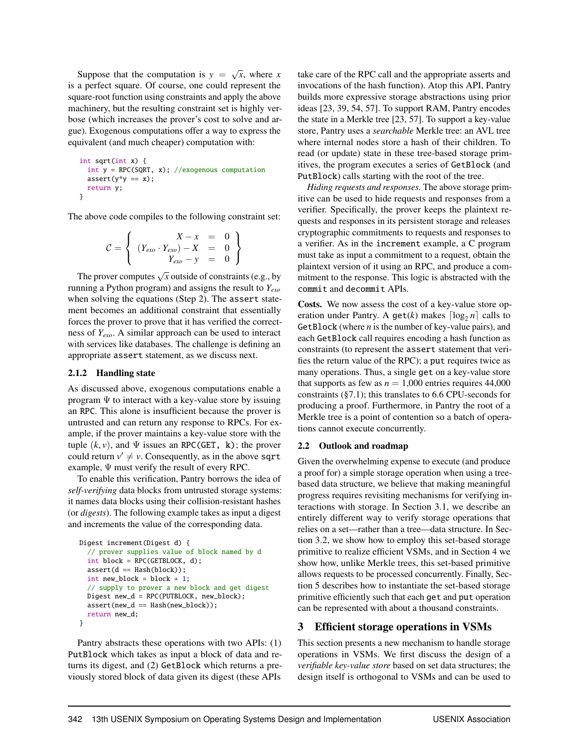Suppose that the computation is $y = \sqrt{x}$, where $x$ is a perfect square. Of course, one could represent the square-root function using constraints and apply the above machinery, but the resulting constraint set is highly verbose (which increases the prover's cost to solve and argue). Exogenous computations offer a way to express the equivalent (and much cheaper) computation with:

```
int sqrt(int x) {
  int y = RPC(SQRT, x); //exogenous computation
  assert(y*y == x);
  return y;
}
```

The above code compiles to the following constraint set:

$$\mathcal{C} = \left\{ \begin{array}{rcl} X - x & = & 0 \\ (Y_{exo} \cdot Y_{exo}) - X & = & 0 \\ Y_{exo} - y & = & 0 \end{array} \right\}$$

The prover computes $\sqrt{x}$ outside of constraints (e.g., by running a Python program) and assigns the result to $Y_{exo}$ when solving the equations (Step 2). The assert statement becomes an additional constraint that essentially forces the prover to prove that it has verified the correctness of $Y_{exo}$. A similar approach can be used to interact with services like databases. The challenge is defining an appropriate assert statement, as we discuss next.

### 2.1.2 Handling state

As discussed above, exogenous computations enable a program $\Psi$ to interact with a key-value store by issuing an RPC. This alone is insufficient because the prover is untrusted and can return any response to RPCs. For example, if the prover maintains a key-value store with the tuple $(k, v)$, and $\Psi$ issues an RPC(GET, k); the prover could return $v' \neq v$. Consequently, as in the above sqrt example, $\Psi$ must verify the result of every RPC.

To enable this verification, Pantry borrows the idea of *self-verifying* data blocks from untrusted storage systems: it names data blocks using their collision-resistant hashes (or *digests*). The following example takes as input a digest and increments the value of the corresponding data.

```
Digest increment(Digest d) {
  // prover supplies value of block named by d
  int block = RPC(GETBLOCK, d);
  assert(d == Hash(block));
  int new_block = block + 1;
  // supply to prover a new block and get digest
  Digest new_d = RPC(PUTBLOCK, new_block);
  assert(new_d == Hash(new_block));
  return new_d;
}
```

Pantry abstracts these operations with two APIs: (1) PutBlock which takes as input a block of data and returns its digest, and (2) GetBlock which returns a previously stored block of data given its digest (these APIs take care of the RPC call and the appropriate asserts and invocations of the hash function). Atop this API, Pantry builds more expressive storage abstractions using prior ideas [23, 39, 54, 57]. To support RAM, Pantry encodes the state in a Merkle tree [23, 57]. To support a key-value store, Pantry uses a *searchable* Merkle tree: an AVL tree where internal nodes store a hash of their children. To read (or update) state in these tree-based storage primitives, the program executes a series of GetBlock (and PutBlock) calls starting with the root of the tree.

*Hiding requests and responses.* The above storage primitive can be used to hide requests and responses from a verifier. Specifically, the prover keeps the plaintext requests and responses in its persistent storage and releases cryptographic commitments to requests and responses to a verifier. As in the increment example, a C program must take as input a commitment to a request, obtain the plaintext version of it using an RPC, and produce a commitment to the response. This logic is abstracted with the commit and decommit APIs.

**Costs.** We now assess the cost of a key-value store operation under Pantry. A get($k$) makes $\lceil \log_2 n \rceil$ calls to GetBlock (where $n$ is the number of key-value pairs), and each GetBlock call requires encoding a hash function as constraints (to represent the assert statement that verifies the return value of the RPC); a put requires twice as many operations. Thus, a single get on a key-value store that supports as few as $n = 1{,}000$ entries requires 44,000 constraints (§7.1); this translates to 6.6 CPU-seconds for producing a proof. Furthermore, in Pantry the root of a Merkle tree is a point of contention so a batch of operations cannot execute concurrently.

## 2.2 Outlook and roadmap

Given the overwhelming expense to execute (and produce a proof for) a simple storage operation when using a tree-based data structure, we believe that making meaningful progress requires revisiting mechanisms for verifying interactions with storage. In Section 3.1, we describe an entirely different way to verify storage operations that relies on a set—rather than a tree—data structure. In Section 3.2, we show how to employ this set-based storage primitive to realize efficient VSMs, and in Section 4 we show how, unlike Merkle trees, this set-based primitive allows requests to be processed concurrently. Finally, Section 5 describes how to instantiate the set-based storage primitive efficiently such that each get and put operation can be represented with about a thousand constraints.

# 3 Efficient storage operations in VSMs

This section presents a new mechanism to handle storage operations in VSMs. We first discuss the design of a *verifiable key-value store* based on set data structures; the design itself is orthogonal to VSMs and can be used to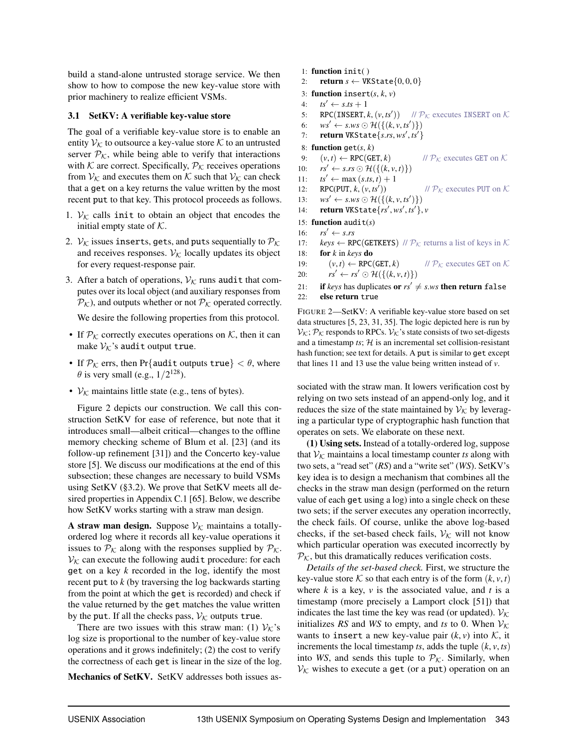build a stand-alone untrusted storage service. We then show to how to compose the new key-value store with prior machinery to realize efficient VSMs.

### 3.1 SetKV: A verifiable key-value store

The goal of a verifiable key-value store is to enable an entity $\mathcal{V}_\mathcal{K}$ to outsource a key-value store $\mathcal{K}$ to an untrusted server $\mathcal{P}_\mathcal{K}$, while being able to verify that interactions with $\mathcal{K}$ are correct. Specifically, $\mathcal{P}_\mathcal{K}$ receives operations from $\mathcal{V}_\mathcal{K}$ and executes them on $\mathcal{K}$ such that $\mathcal{V}_\mathcal{K}$ can check that a `get` on a key returns the value written by the most recent `put` to that key. This protocol proceeds as follows.

1. $\mathcal{V}_\mathcal{K}$ calls `init` to obtain an object that encodes the initial empty state of $\mathcal{K}$.
2. $\mathcal{V}_\mathcal{K}$ issues `insert`s, `get`s, and `put`s sequentially to $\mathcal{P}_\mathcal{K}$ and receives responses. $\mathcal{V}_\mathcal{K}$ locally updates its object for every request-response pair.
3. After a batch of operations, $\mathcal{V}_\mathcal{K}$ runs `audit` that computes over its local object (and auxiliary responses from $\mathcal{P}_\mathcal{K}$), and outputs whether or not $\mathcal{P}_\mathcal{K}$ operated correctly.

   We desire the following properties from this protocol.

- If $\mathcal{P}_\mathcal{K}$ correctly executes operations on $\mathcal{K}$, then it can make $\mathcal{V}_\mathcal{K}$'s `audit` output `true`.
- If $\mathcal{P}_\mathcal{K}$ errs, then Pr{`audit` outputs `true`} $< \theta$, where $\theta$ is very small (e.g., $1/2^{128}$).
- $\mathcal{V}_\mathcal{K}$ maintains little state (e.g., tens of bytes).

Figure 2 depicts our construction. We call this construction SetKV for ease of reference, but note that it introduces small—albeit critical—changes to the offline memory checking scheme of Blum et al. [23] (and its follow-up refinement [31]) and the Concerto key-value store [5]. We discuss our modifications at the end of this subsection; these changes are necessary to build VSMs using SetKV (§3.2). We prove that SetKV meets all desired properties in Appendix C.1 [65]. Below, we describe how SetKV works starting with a straw man design.

**A straw man design.** Suppose $\mathcal{V}_\mathcal{K}$ maintains a totally-ordered log where it records all key-value operations it issues to $\mathcal{P}_\mathcal{K}$ along with the responses supplied by $\mathcal{P}_\mathcal{K}$. $\mathcal{V}_\mathcal{K}$ can execute the following `audit` procedure: for each `get` on a key $k$ recorded in the log, identify the most recent `put` to $k$ (by traversing the log backwards starting from the point at which the `get` is recorded) and check if the value returned by the `get` matches the value written by the `put`. If all the checks pass, $\mathcal{V}_\mathcal{K}$ outputs `true`.

There are two issues with this straw man: (1) $\mathcal{V}_\mathcal{K}$'s log size is proportional to the number of key-value store operations and it grows indefinitely; (2) the cost to verify the correctness of each `get` is linear in the size of the log.

**Mechanics of SetKV.** SetKV addresses both issues associated with the straw man. It lowers verification cost by relying on two sets instead of an append-only log, and it reduces the size of the state maintained by $\mathcal{V}_\mathcal{K}$ by leveraging a particular type of cryptographic hash function that operates on sets. We elaborate on these next.

```
1:  function init( )
2:      return s ← VKState{0, 0, 0}
3:  function insert(s, k, v)
4:      ts' ← s.ts + 1
5:      RPC(INSERT, k, (v, ts'))      // P_K executes INSERT on K
6:      ws' ← s.ws ⊙ H({(k, v, ts')})
7:      return VKState{s.rs, ws', ts'}
8:  function get(s, k)
9:      (v, t) ← RPC(GET, k)          // P_K executes GET on K
10:     rs' ← s.rs ⊙ H({(k, v, t)})
11:     ts' ← max (s.ts, t) + 1
12:     RPC(PUT, k, (v, ts'))          // P_K executes PUT on K
13:     ws' ← s.ws ⊙ H({(k, v, ts')})
14:     return VKState{rs', ws', ts'}, v
15: function audit(s)
16:     rs' ← s.rs
17:     keys ← RPC(GETKEYS)  // P_K returns a list of keys in K
18:     for k in keys do
19:         (v, t) ← RPC(GET, k)      // P_K executes GET on K
20:         rs' ← rs' ⊙ H({(k, v, t)})
21:     if keys has duplicates or rs' ≠ s.ws then return false
22:     else return true
```

FIGURE 2—SetKV: A verifiable key-value store based on set data structures [5, 23, 31, 35]. The logic depicted here is run by $\mathcal{V}_\mathcal{K}$; $\mathcal{P}_\mathcal{K}$ responds to RPCs. $\mathcal{V}_\mathcal{K}$'s state consists of two set-digests and a timestamp $ts$; $\mathcal{H}$ is an incremental set collision-resistant hash function; see text for details. A `put` is similar to `get` except that lines 11 and 13 use the value being written instead of $v$.

**(1) Using sets.** Instead of a totally-ordered log, suppose that $\mathcal{V}_\mathcal{K}$ maintains a local timestamp counter $ts$ along with two sets, a "read set" ($RS$) and a "write set" ($WS$). SetKV's key idea is to design a mechanism that combines all the checks in the straw man design (performed on the return value of each `get` using a log) into a single check on these two sets; if the server executes any operation incorrectly, the check fails. Of course, unlike the above log-based checks, if the set-based check fails, $\mathcal{V}_\mathcal{K}$ will not know which particular operation was executed incorrectly by $\mathcal{P}_\mathcal{K}$, but this dramatically reduces verification costs.

*Details of the set-based check.* First, we structure the key-value store $\mathcal{K}$ so that each entry is of the form $(k, v, t)$ where $k$ is a key, $v$ is the associated value, and $t$ is a timestamp (more precisely a Lamport clock [51]) that indicates the last time the key was read (or updated). $\mathcal{V}_\mathcal{K}$ initializes $RS$ and $WS$ to empty, and $ts$ to 0. When $\mathcal{V}_\mathcal{K}$ wants to `insert` a new key-value pair $(k, v)$ into $\mathcal{K}$, it increments the local timestamp $ts$, adds the tuple $(k, v, ts)$ into $WS$, and sends this tuple to $\mathcal{P}_\mathcal{K}$. Similarly, when $\mathcal{V}_\mathcal{K}$ wishes to execute a `get` (or a `put`) operation on an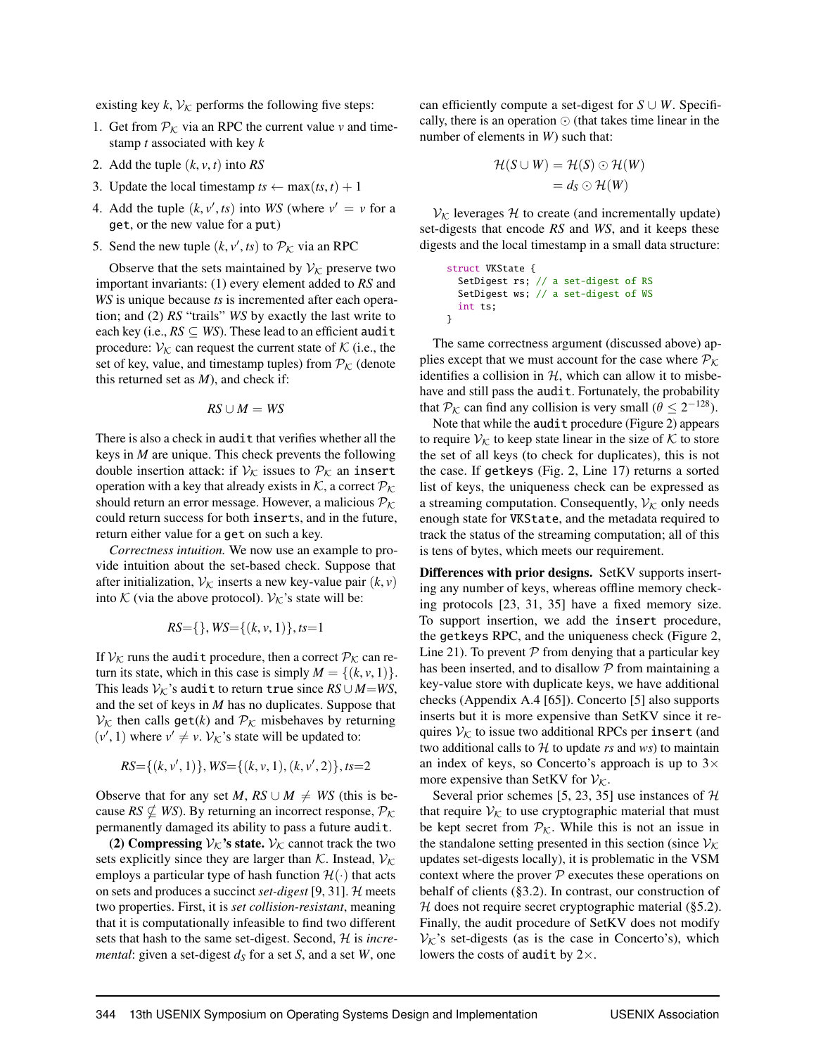existing key $k$, $\mathcal{V}_{\mathcal{K}}$ performs the following five steps:

1. Get from $\mathcal{P}_{\mathcal{K}}$ via an RPC the current value $v$ and timestamp $t$ associated with key $k$
2. Add the tuple $(k, v, t)$ into $RS$
3. Update the local timestamp $ts \leftarrow \max(ts, t) + 1$
4. Add the tuple $(k, v', ts)$ into $WS$ (where $v' = v$ for a get, or the new value for a put)
5. Send the new tuple $(k, v', ts)$ to $\mathcal{P}_{\mathcal{K}}$ via an RPC

Observe that the sets maintained by $\mathcal{V}_{\mathcal{K}}$ preserve two important invariants: (1) every element added to $RS$ and $WS$ is unique because $ts$ is incremented after each operation; and (2) $RS$ "trails" $WS$ by exactly the last write to each key (i.e., $RS \subseteq WS$). These lead to an efficient audit procedure: $\mathcal{V}_{\mathcal{K}}$ can request the current state of $\mathcal{K}$ (i.e., the set of key, value, and timestamp tuples) from $\mathcal{P}_{\mathcal{K}}$ (denote this returned set as $M$), and check if:

$$RS \cup M = WS$$

There is also a check in audit that verifies whether all the keys in $M$ are unique. This check prevents the following double insertion attack: if $\mathcal{V}_{\mathcal{K}}$ issues to $\mathcal{P}_{\mathcal{K}}$ an insert operation with a key that already exists in $\mathcal{K}$, a correct $\mathcal{P}_{\mathcal{K}}$ should return an error message. However, a malicious $\mathcal{P}_{\mathcal{K}}$ could return success for both inserts, and in the future, return either value for a get on such a key.

*Correctness intuition.* We now use an example to provide intuition about the set-based check. Suppose that after initialization, $\mathcal{V}_{\mathcal{K}}$ inserts a new key-value pair $(k, v)$ into $\mathcal{K}$ (via the above protocol). $\mathcal{V}_{\mathcal{K}}$'s state will be:

$$RS = \{\}, WS = \{(k, v, 1)\}, ts = 1$$

If $\mathcal{V}_{\mathcal{K}}$ runs the audit procedure, then a correct $\mathcal{P}_{\mathcal{K}}$ can return its state, which in this case is simply $M = \{(k, v, 1)\}$. This leads $\mathcal{V}_{\mathcal{K}}$'s audit to return true since $RS \cup M = WS$, and the set of keys in $M$ has no duplicates. Suppose that $\mathcal{V}_{\mathcal{K}}$ then calls get($k$) and $\mathcal{P}_{\mathcal{K}}$ misbehaves by returning $(v', 1)$ where $v' \neq v$. $\mathcal{V}_{\mathcal{K}}$'s state will be updated to:

$$RS = \{(k, v', 1)\}, WS = \{(k, v, 1), (k, v', 2)\}, ts = 2$$

Observe that for any set $M$, $RS \cup M \neq WS$ (this is because $RS \nsubseteq WS$). By returning an incorrect response, $\mathcal{P}_{\mathcal{K}}$ permanently damaged its ability to pass a future audit.

**(2) Compressing $\mathcal{V}_{\mathcal{K}}$'s state.** $\mathcal{V}_{\mathcal{K}}$ cannot track the two sets explicitly since they are larger than $\mathcal{K}$. Instead, $\mathcal{V}_{\mathcal{K}}$ employs a particular type of hash function $\mathcal{H}(\cdot)$ that acts on sets and produces a succinct *set-digest* [9, 31]. $\mathcal{H}$ meets two properties. First, it is *set collision-resistant*, meaning that it is computationally infeasible to find two different sets that hash to the same set-digest. Second, $\mathcal{H}$ is *incremental*: given a set-digest $d_S$ for a set $S$, and a set $W$, one can efficiently compute a set-digest for $S \cup W$. Specifically, there is an operation $\odot$ (that takes time linear in the number of elements in $W$) such that:

$$\begin{aligned}\mathcal{H}(S \cup W) &= \mathcal{H}(S) \odot \mathcal{H}(W) \\ &= d_S \odot \mathcal{H}(W)\end{aligned}$$

$\mathcal{V}_{\mathcal{K}}$ leverages $\mathcal{H}$ to create (and incrementally update) set-digests that encode $RS$ and $WS$, and it keeps these digests and the local timestamp in a small data structure:

```
struct VKState {
  SetDigest rs; // a set-digest of RS
  SetDigest ws; // a set-digest of WS
  int ts;
}
```

The same correctness argument (discussed above) applies except that we must account for the case where $\mathcal{P}_{\mathcal{K}}$ identifies a collision in $\mathcal{H}$, which can allow it to misbehave and still pass the audit. Fortunately, the probability that $\mathcal{P}_{\mathcal{K}}$ can find any collision is very small ($\theta \leq 2^{-128}$).

Note that while the audit procedure (Figure 2) appears to require $\mathcal{V}_{\mathcal{K}}$ to keep state linear in the size of $\mathcal{K}$ to store the set of all keys (to check for duplicates), this is not the case. If getkeys (Fig. 2, Line 17) returns a sorted list of keys, the uniqueness check can be expressed as a streaming computation. Consequently, $\mathcal{V}_{\mathcal{K}}$ only needs enough state for VKState, and the metadata required to track the status of the streaming computation; all of this is tens of bytes, which meets our requirement.

**Differences with prior designs.** SetKV supports inserting any number of keys, whereas offline memory checking protocols [23, 31, 35] have a fixed memory size. To support insertion, we add the insert procedure, the getkeys RPC, and the uniqueness check (Figure 2, Line 21). To prevent $\mathcal{P}$ from denying that a particular key has been inserted, and to disallow $\mathcal{P}$ from maintaining a key-value store with duplicate keys, we have additional checks (Appendix A.4 [65]). Concerto [5] also supports inserts but it is more expensive than SetKV since it requires $\mathcal{V}_{\mathcal{K}}$ to issue two additional RPCs per insert (and two additional calls to $\mathcal{H}$ to update $rs$ and $ws$) to maintain an index of keys, so Concerto's approach is up to 3× more expensive than SetKV for $\mathcal{V}_{\mathcal{K}}$.

Several prior schemes [5, 23, 35] use instances of $\mathcal{H}$ that require $\mathcal{V}_{\mathcal{K}}$ to use cryptographic material that must be kept secret from $\mathcal{P}_{\mathcal{K}}$. While this is not an issue in the standalone setting presented in this section (since $\mathcal{V}_{\mathcal{K}}$ updates set-digests locally), it is problematic in the VSM context where the prover $\mathcal{P}$ executes these operations on behalf of clients (§3.2). In contrast, our construction of $\mathcal{H}$ does not require secret cryptographic material (§5.2). Finally, the audit procedure of SetKV does not modify $\mathcal{V}_{\mathcal{K}}$'s set-digests (as is the case in Concerto's), which lowers the costs of audit by 2×.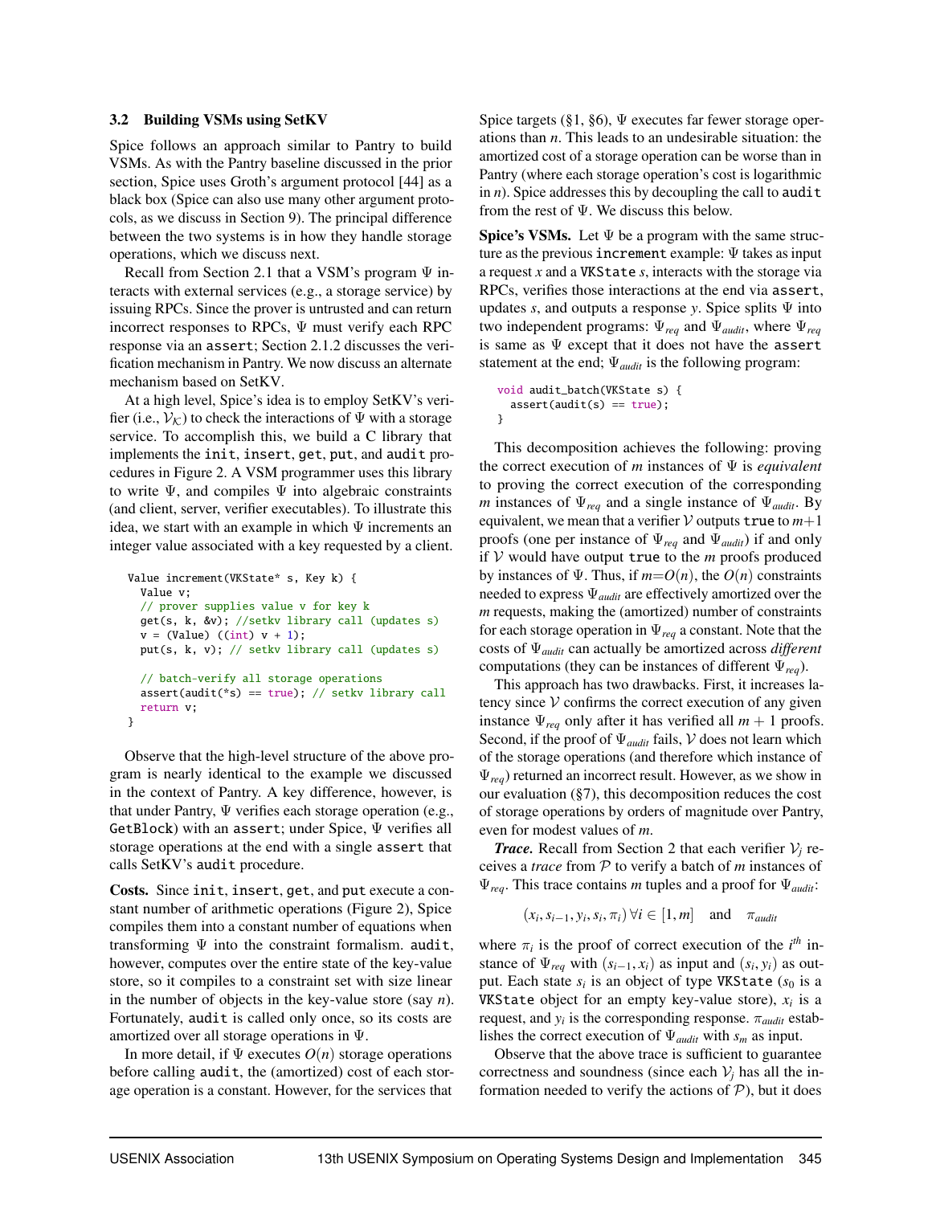### 3.2 Building VSMs using SetKV

Spice follows an approach similar to Pantry to build VSMs. As with the Pantry baseline discussed in the prior section, Spice uses Groth's argument protocol [44] as a black box (Spice can also use many other argument protocols, as we discuss in Section 9). The principal difference between the two systems is in how they handle storage operations, which we discuss next.

Recall from Section 2.1 that a VSM's program $\Psi$ interacts with external services (e.g., a storage service) by issuing RPCs. Since the prover is untrusted and can return incorrect responses to RPCs, $\Psi$ must verify each RPC response via an `assert`; Section 2.1.2 discusses the verification mechanism in Pantry. We now discuss an alternate mechanism based on SetKV.

At a high level, Spice's idea is to employ SetKV's verifier (i.e., $\mathcal{V}_{\mathcal{K}}$) to check the interactions of $\Psi$ with a storage service. To accomplish this, we build a C library that implements the `init`, `insert`, `get`, `put`, and `audit` procedures in Figure 2. A VSM programmer uses this library to write $\Psi$, and compiles $\Psi$ into algebraic constraints (and client, server, verifier executables). To illustrate this idea, we start with an example in which $\Psi$ increments an integer value associated with a key requested by a client.

```
Value increment(VKState* s, Key k) {
  Value v;
  // prover supplies value v for key k
  get(s, k, &v); //setkv library call (updates s)
  v = (Value) ((int) v + 1);
  put(s, k, v); // setkv library call (updates s)

  // batch-verify all storage operations
  assert(audit(*s) == true); // setkv library call
  return v;
}
```

Observe that the high-level structure of the above program is nearly identical to the example we discussed in the context of Pantry. A key difference, however, is that under Pantry, $\Psi$ verifies each storage operation (e.g., `GetBlock`) with an `assert`; under Spice, $\Psi$ verifies all storage operations at the end with a single `assert` that calls SetKV's `audit` procedure.

**Costs.** Since `init`, `insert`, `get`, and `put` execute a constant number of arithmetic operations (Figure 2), Spice compiles them into a constant number of equations when transforming $\Psi$ into the constraint formalism. `audit`, however, computes over the entire state of the key-value store, so it compiles to a constraint set with size linear in the number of objects in the key-value store (say $n$). Fortunately, `audit` is called only once, so its costs are amortized over all storage operations in $\Psi$.

In more detail, if $\Psi$ executes $O(n)$ storage operations before calling `audit`, the (amortized) cost of each storage operation is a constant. However, for the services that Spice targets (§1, §6), $\Psi$ executes far fewer storage operations than $n$. This leads to an undesirable situation: the amortized cost of a storage operation can be worse than in Pantry (where each storage operation's cost is logarithmic in $n$). Spice addresses this by decoupling the call to `audit` from the rest of $\Psi$. We discuss this below.

**Spice's VSMs.** Let $\Psi$ be a program with the same structure as the previous `increment` example: $\Psi$ takes as input a request $x$ and a `VKState` $s$, interacts with the storage via RPCs, verifies those interactions at the end via `assert`, updates $s$, and outputs a response $y$. Spice splits $\Psi$ into two independent programs: $\Psi_{req}$ and $\Psi_{audit}$, where $\Psi_{req}$ is same as $\Psi$ except that it does not have the `assert` statement at the end; $\Psi_{audit}$ is the following program:

```
void audit_batch(VKState s) {
  assert(audit(s) == true);
}
```

This decomposition achieves the following: proving the correct execution of $m$ instances of $\Psi$ is *equivalent* to proving the correct execution of the corresponding $m$ instances of $\Psi_{req}$ and a single instance of $\Psi_{audit}$. By equivalent, we mean that a verifier $\mathcal{V}$ outputs `true` to $m+1$ proofs (one per instance of $\Psi_{req}$ and $\Psi_{audit}$) if and only if $\mathcal{V}$ would have output `true` to the $m$ proofs produced by instances of $\Psi$. Thus, if $m{=}O(n)$, the $O(n)$ constraints needed to express $\Psi_{audit}$ are effectively amortized over the $m$ requests, making the (amortized) number of constraints for each storage operation in $\Psi_{req}$ a constant. Note that the costs of $\Psi_{audit}$ can actually be amortized across *different* computations (they can be instances of different $\Psi_{req}$).

This approach has two drawbacks. First, it increases latency since $\mathcal{V}$ confirms the correct execution of any given instance $\Psi_{req}$ only after it has verified all $m+1$ proofs. Second, if the proof of $\Psi_{audit}$ fails, $\mathcal{V}$ does not learn which of the storage operations (and therefore which instance of $\Psi_{req}$) returned an incorrect result. However, as we show in our evaluation (§7), this decomposition reduces the cost of storage operations by orders of magnitude over Pantry, even for modest values of $m$.

***Trace.*** Recall from Section 2 that each verifier $\mathcal{V}_j$ receives a *trace* from $\mathcal{P}$ to verify a batch of $m$ instances of $\Psi_{req}$. This trace contains $m$ tuples and a proof for $\Psi_{audit}$:

$$(x_i, s_{i-1}, y_i, s_i, \pi_i)\,\forall i \in [1,m] \quad \text{and} \quad \pi_{audit}$$

where $\pi_i$ is the proof of correct execution of the $i^{th}$ instance of $\Psi_{req}$ with $(s_{i-1}, x_i)$ as input and $(s_i, y_i)$ as output. Each state $s_i$ is an object of type `VKState` ($s_0$ is a `VKState` object for an empty key-value store), $x_i$ is a request, and $y_i$ is the corresponding response. $\pi_{audit}$ establishes the correct execution of $\Psi_{audit}$ with $s_m$ as input.

Observe that the above trace is sufficient to guarantee correctness and soundness (since each $\mathcal{V}_j$ has all the information needed to verify the actions of $\mathcal{P}$), but it does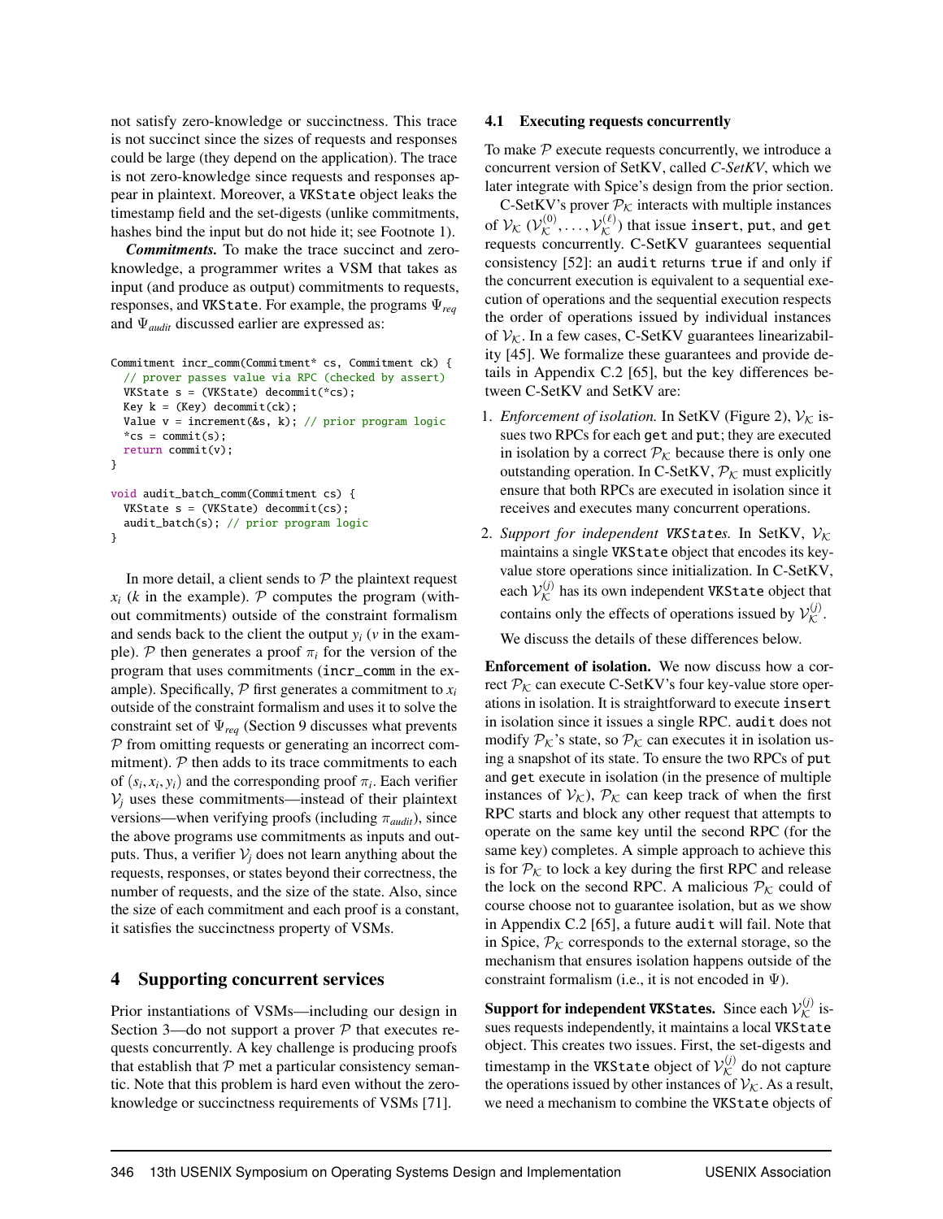not satisfy zero-knowledge or succinctness. This trace is not succinct since the sizes of requests and responses could be large (they depend on the application). The trace is not zero-knowledge since requests and responses appear in plaintext. Moreover, a VKState object leaks the timestamp field and the set-digests (unlike commitments, hashes bind the input but do not hide it; see Footnote 1).

***Commitments.*** To make the trace succinct and zero-knowledge, a programmer writes a VSM that takes as input (and produce as output) commitments to requests, responses, and VKState. For example, the programs $\Psi_{req}$ and $\Psi_{audit}$ discussed earlier are expressed as:

```
Commitment incr_comm(Commitment* cs, Commitment ck) {
  // prover passes value via RPC (checked by assert)
  VKState s = (VKState) decommit(*cs);
  Key k = (Key) decommit(ck);
  Value v = increment(&s, k); // prior program logic
  *cs = commit(s);
  return commit(v);
}

void audit_batch_comm(Commitment cs) {
  VKState s = (VKState) decommit(cs);
  audit_batch(s); // prior program logic
}
```

In more detail, a client sends to $\mathcal{P}$ the plaintext request $x_i$ ($k$ in the example). $\mathcal{P}$ computes the program (without commitments) outside of the constraint formalism and sends back to the client the output $y_i$ ($v$ in the example). $\mathcal{P}$ then generates a proof $\pi_i$ for the version of the program that uses commitments (incr_comm in the example). Specifically, $\mathcal{P}$ first generates a commitment to $x_i$ outside of the constraint formalism and uses it to solve the constraint set of $\Psi_{req}$ (Section 9 discusses what prevents $\mathcal{P}$ from omitting requests or generating an incorrect commitment). $\mathcal{P}$ then adds to its trace commitments to each of $(s_i, x_i, y_i)$ and the corresponding proof $\pi_i$. Each verifier $\mathcal{V}_j$ uses these commitments—instead of their plaintext versions—when verifying proofs (including $\pi_{audit}$), since the above programs use commitments as inputs and outputs. Thus, a verifier $\mathcal{V}_j$ does not learn anything about the requests, responses, or states beyond their correctness, the number of requests, and the size of the state. Also, since the size of each commitment and each proof is a constant, it satisfies the succinctness property of VSMs.

# 4 Supporting concurrent services

Prior instantiations of VSMs—including our design in Section 3—do not support a prover $\mathcal{P}$ that executes requests concurrently. A key challenge is producing proofs that establish that $\mathcal{P}$ met a particular consistency semantic. Note that this problem is hard even without the zero-knowledge or succinctness requirements of VSMs [71].

## 4.1 Executing requests concurrently

To make $\mathcal{P}$ execute requests concurrently, we introduce a concurrent version of SetKV, called *C-SetKV*, which we later integrate with Spice's design from the prior section.

C-SetKV's prover $\mathcal{P}_{\mathcal{K}}$ interacts with multiple instances of $\mathcal{V}_{\mathcal{K}}$ ($\mathcal{V}_{\mathcal{K}}^{(0)}, \ldots, \mathcal{V}_{\mathcal{K}}^{(\ell)}$) that issue insert, put, and get requests concurrently. C-SetKV guarantees sequential consistency [52]: an audit returns true if and only if the concurrent execution is equivalent to a sequential execution of operations and the sequential execution respects the order of operations issued by individual instances of $\mathcal{V}_{\mathcal{K}}$. In a few cases, C-SetKV guarantees linearizability [45]. We formalize these guarantees and provide details in Appendix C.2 [65], but the key differences between C-SetKV and SetKV are:

1. *Enforcement of isolation.* In SetKV (Figure 2), $\mathcal{V}_{\mathcal{K}}$ issues two RPCs for each get and put; they are executed in isolation by a correct $\mathcal{P}_{\mathcal{K}}$ because there is only one outstanding operation. In C-SetKV, $\mathcal{P}_{\mathcal{K}}$ must explicitly ensure that both RPCs are executed in isolation since it receives and executes many concurrent operations.
2. *Support for independent VKStates.* In SetKV, $\mathcal{V}_{\mathcal{K}}$ maintains a single VKState object that encodes its key-value store operations since initialization. In C-SetKV, each $\mathcal{V}_{\mathcal{K}}^{(j)}$ has its own independent VKState object that contains only the effects of operations issued by $\mathcal{V}_{\mathcal{K}}^{(j)}$.

   We discuss the details of these differences below.

**Enforcement of isolation.** We now discuss how a correct $\mathcal{P}_{\mathcal{K}}$ can execute C-SetKV's four key-value store operations in isolation. It is straightforward to execute insert in isolation since it issues a single RPC. audit does not modify $\mathcal{P}_{\mathcal{K}}$'s state, so $\mathcal{P}_{\mathcal{K}}$ can executes it in isolation using a snapshot of its state. To ensure the two RPCs of put and get execute in isolation (in the presence of multiple instances of $\mathcal{V}_{\mathcal{K}}$), $\mathcal{P}_{\mathcal{K}}$ can keep track of when the first RPC starts and block any other request that attempts to operate on the same key until the second RPC (for the same key) completes. A simple approach to achieve this is for $\mathcal{P}_{\mathcal{K}}$ to lock a key during the first RPC and release the lock on the second RPC. A malicious $\mathcal{P}_{\mathcal{K}}$ could of course choose not to guarantee isolation, but as we show in Appendix C.2 [65], a future audit will fail. Note that in Spice, $\mathcal{P}_{\mathcal{K}}$ corresponds to the external storage, so the mechanism that ensures isolation happens outside of the constraint formalism (i.e., it is not encoded in $\Psi$).

**Support for independent VKStates.** Since each $\mathcal{V}_{\mathcal{K}}^{(j)}$ issues requests independently, it maintains a local VKState object. This creates two issues. First, the set-digests and timestamp in the VKState object of $\mathcal{V}_{\mathcal{K}}^{(j)}$ do not capture the operations issued by other instances of $\mathcal{V}_{\mathcal{K}}$. As a result, we need a mechanism to combine the VKState objects of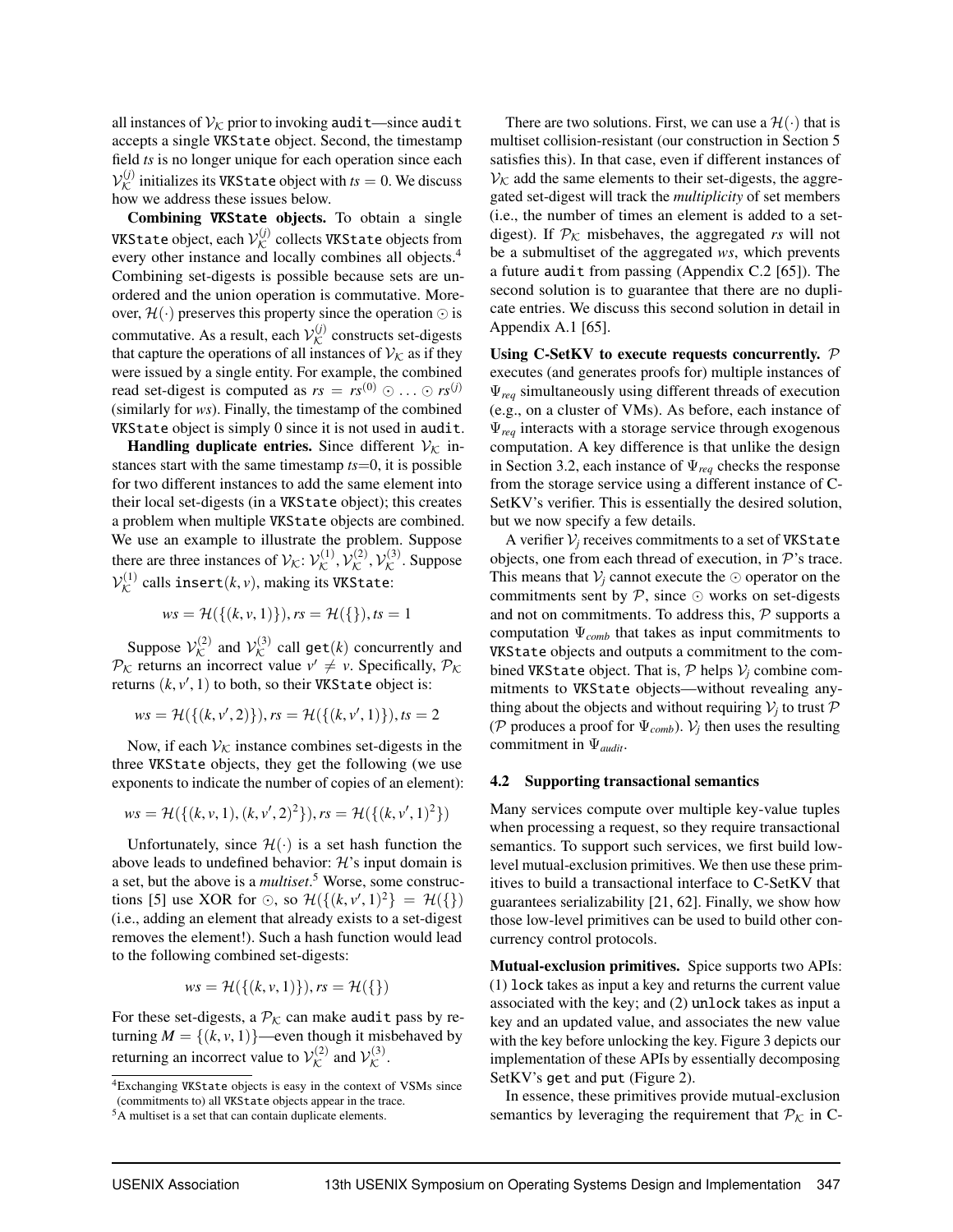all instances of $\mathcal{V}_{\mathcal{K}}$ prior to invoking `audit`—since `audit` accepts a single `VKState` object. Second, the timestamp field *ts* is no longer unique for each operation since each $\mathcal{V}_{\mathcal{K}}^{(j)}$ initializes its `VKState` object with $ts = 0$. We discuss how we address these issues below.

**Combining `VKState` objects.** To obtain a single `VKState` object, each $\mathcal{V}_{\mathcal{K}}^{(j)}$ collects `VKState` objects from every other instance and locally combines all objects.[4] Combining set-digests is possible because sets are unordered and the union operation is commutative. Moreover, $\mathcal{H}(\cdot)$ preserves this property since the operation $\odot$ is commutative. As a result, each $\mathcal{V}_{\mathcal{K}}^{(j)}$ constructs set-digests that capture the operations of all instances of $\mathcal{V}_{\mathcal{K}}$ as if they were issued by a single entity. For example, the combined read set-digest is computed as $rs = rs^{(0)} \odot \ldots \odot rs^{(j)}$ (similarly for *ws*). Finally, the timestamp of the combined `VKState` object is simply 0 since it is not used in `audit`.

**Handling duplicate entries.** Since different $\mathcal{V}_{\mathcal{K}}$ instances start with the same timestamp *ts*=0, it is possible for two different instances to add the same element into their local set-digests (in a `VKState` object); this creates a problem when multiple `VKState` objects are combined. We use an example to illustrate the problem. Suppose there are three instances of $\mathcal{V}_{\mathcal{K}}$: $\mathcal{V}_{\mathcal{K}}^{(1)}, \mathcal{V}_{\mathcal{K}}^{(2)}, \mathcal{V}_{\mathcal{K}}^{(3)}$. Suppose $\mathcal{V}_{\mathcal{K}}^{(1)}$ calls `insert`$(k, v)$, making its `VKState`:

$$ws = \mathcal{H}(\{(k, v, 1)\}), rs = \mathcal{H}(\{\}), ts = 1$$

Suppose $\mathcal{V}_{\mathcal{K}}^{(2)}$ and $\mathcal{V}_{\mathcal{K}}^{(3)}$ call `get`$(k)$ concurrently and $\mathcal{P}_{\mathcal{K}}$ returns an incorrect value $v' \neq v$. Specifically, $\mathcal{P}_{\mathcal{K}}$ returns $(k, v', 1)$ to both, so their `VKState` object is:

$$ws = \mathcal{H}(\{(k, v', 2)\}), rs = \mathcal{H}(\{(k, v', 1)\}), ts = 2$$

Now, if each $\mathcal{V}_{\mathcal{K}}$ instance combines set-digests in the three `VKState` objects, they get the following (we use exponents to indicate the number of copies of an element):

$$ws = \mathcal{H}(\{(k, v, 1), (k, v', 2)^2\}), rs = \mathcal{H}(\{(k, v', 1)^2\})$$

Unfortunately, since $\mathcal{H}(\cdot)$ is a set hash function the above leads to undefined behavior: $\mathcal{H}$'s input domain is a set, but the above is a *multiset*.[5] Worse, some constructions [5] use XOR for $\odot$, so $\mathcal{H}(\{(k, v', 1)^2\} = \mathcal{H}(\{\})$ (i.e., adding an element that already exists to a set-digest removes the element!). Such a hash function would lead to the following combined set-digests:

$$ws = \mathcal{H}(\{(k, v, 1)\}), rs = \mathcal{H}(\{\})$$

For these set-digests, a $\mathcal{P}_{\mathcal{K}}$ can make `audit` pass by returning $M = \{(k, v, 1)\}$—even though it misbehaved by returning an incorrect value to $\mathcal{V}_{\mathcal{K}}^{(2)}$ and $\mathcal{V}_{\mathcal{K}}^{(3)}$.

[4] Exchanging `VKState` objects is easy in the context of VSMs since (commitments to) all `VKState` objects appear in the trace.

[5] A multiset is a set that can contain duplicate elements.

There are two solutions. First, we can use a $\mathcal{H}(\cdot)$ that is multiset collision-resistant (our construction in Section 5 satisfies this). In that case, even if different instances of $\mathcal{V}_{\mathcal{K}}$ add the same elements to their set-digests, the aggregated set-digest will track the *multiplicity* of set members (i.e., the number of times an element is added to a set-digest). If $\mathcal{P}_{\mathcal{K}}$ misbehaves, the aggregated *rs* will not be a submultiset of the aggregated *ws*, which prevents a future `audit` from passing (Appendix C.2 [65]). The second solution is to guarantee that there are no duplicate entries. We discuss this second solution in detail in Appendix A.1 [65].

**Using C-SetKV to execute requests concurrently.** $\mathcal{P}$ executes (and generates proofs for) multiple instances of $\Psi_{req}$ simultaneously using different threads of execution (e.g., on a cluster of VMs). As before, each instance of $\Psi_{req}$ interacts with a storage service through exogenous computation. A key difference is that unlike the design in Section 3.2, each instance of $\Psi_{req}$ checks the response from the storage service using a different instance of C-SetKV's verifier. This is essentially the desired solution, but we now specify a few details.

A verifier $\mathcal{V}_j$ receives commitments to a set of `VKState` objects, one from each thread of execution, in $\mathcal{P}$'s trace. This means that $\mathcal{V}_j$ cannot execute the $\odot$ operator on the commitments sent by $\mathcal{P}$, since $\odot$ works on set-digests and not on commitments. To address this, $\mathcal{P}$ supports a computation $\Psi_{comb}$ that takes as input commitments to `VKState` objects and outputs a commitment to the combined `VKState` object. That is, $\mathcal{P}$ helps $\mathcal{V}_j$ combine commitments to `VKState` objects—without revealing anything about the objects and without requiring $\mathcal{V}_j$ to trust $\mathcal{P}$ ($\mathcal{P}$ produces a proof for $\Psi_{comb}$). $\mathcal{V}_j$ then uses the resulting commitment in $\Psi_{audit}$.

### 4.2 Supporting transactional semantics

Many services compute over multiple key-value tuples when processing a request, so they require transactional semantics. To support such services, we first build low-level mutual-exclusion primitives. We then use these primitives to build a transactional interface to C-SetKV that guarantees serializability [21, 62]. Finally, we show how those low-level primitives can be used to build other concurrency control protocols.

**Mutual-exclusion primitives.** Spice supports two APIs: (1) `lock` takes as input a key and returns the current value associated with the key; and (2) `unlock` takes as input a key and an updated value, and associates the new value with the key before unlocking the key. Figure 3 depicts our implementation of these APIs by essentially decomposing SetKV's `get` and `put` (Figure 2).

In essence, these primitives provide mutual-exclusion semantics by leveraging the requirement that $\mathcal{P}_{\mathcal{K}}$ in C-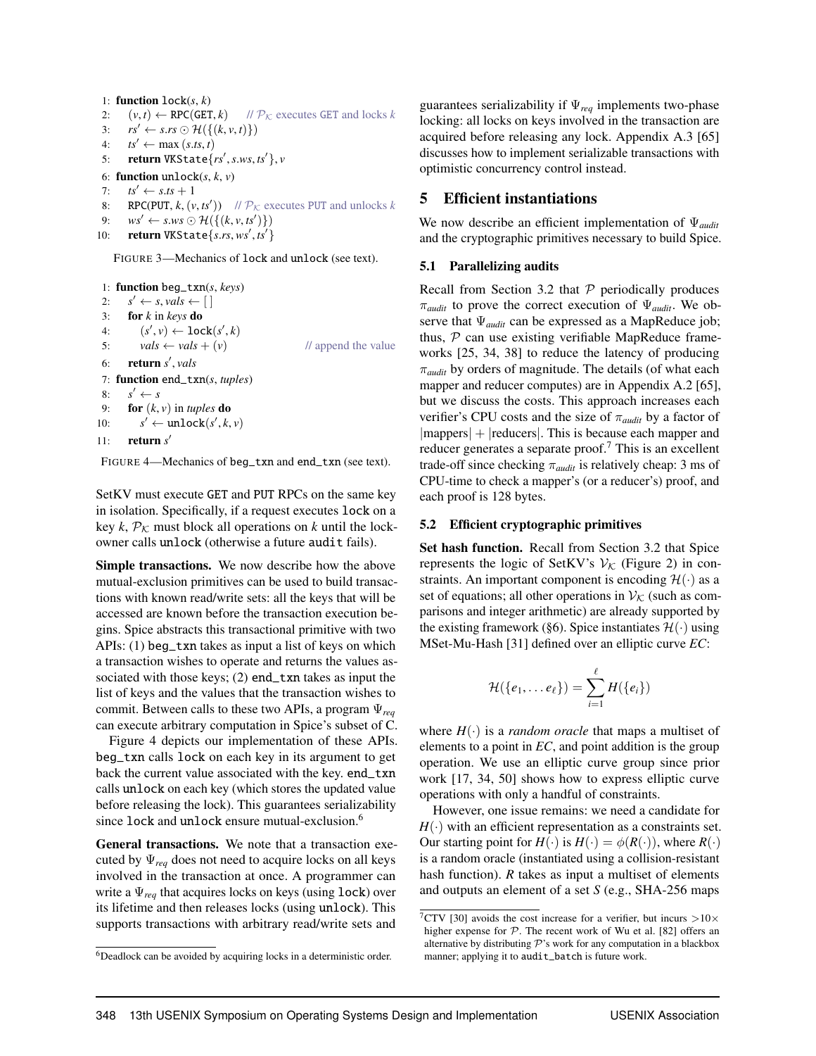```
1: function lock(s, k)
2:     (v, t) ← RPC(GET, k)      // P_K executes GET and locks k
3:     rs' ← s.rs ⊙ H({(k, v, t)})
4:     ts' ← max (s.ts, t)
5:     return VKState{rs', s.ws, ts'}, v
6: function unlock(s, k, v)
7:     ts' ← s.ts + 1
8:     RPC(PUT, k, (v, ts'))   // P_K executes PUT and unlocks k
9:     ws' ← s.ws ⊙ H({(k, v, ts')})
10:    return VKState{s.rs, ws', ts'}
```

FIGURE 3—Mechanics of lock and unlock (see text).

```
1: function beg_txn(s, keys)
2:     s' ← s, vals ← [ ]
3:     for k in keys do
4:         (s', v) ← lock(s', k)
5:         vals ← vals + (v)                // append the value
6:     return s', vals
7: function end_txn(s, tuples)
8:     s' ← s
9:     for (k, v) in tuples do
10:        s' ← unlock(s', k, v)
11:    return s'
```

FIGURE 4—Mechanics of beg_txn and end_txn (see text).

SetKV must execute GET and PUT RPCs on the same key in isolation. Specifically, if a request executes lock on a key $k$, $\mathcal{P}_{\mathcal{K}}$ must block all operations on $k$ until the lock-owner calls unlock (otherwise a future audit fails).

**Simple transactions.** We now describe how the above mutual-exclusion primitives can be used to build transactions with known read/write sets: all the keys that will be accessed are known before the transaction execution begins. Spice abstracts this transactional primitive with two APIs: (1) beg_txn takes as input a list of keys on which a transaction wishes to operate and returns the values associated with those keys; (2) end_txn takes as input the list of keys and the values that the transaction wishes to commit. Between calls to these two APIs, a program $\Psi_{req}$ can execute arbitrary computation in Spice's subset of C.

Figure 4 depicts our implementation of these APIs. beg_txn calls lock on each key in its argument to get back the current value associated with the key. end_txn calls unlock on each key (which stores the updated value before releasing the lock). This guarantees serializability since lock and unlock ensure mutual-exclusion.[6]

**General transactions.** We note that a transaction executed by $\Psi_{req}$ does not need to acquire locks on all keys involved in the transaction at once. A programmer can write a $\Psi_{req}$ that acquires locks on keys (using lock) over its lifetime and then releases locks (using unlock). This supports transactions with arbitrary read/write sets and guarantees serializability if $\Psi_{req}$ implements two-phase locking: all locks on keys involved in the transaction are acquired before releasing any lock. Appendix A.3 [65] discusses how to implement serializable transactions with optimistic concurrency control instead.

[6]Deadlock can be avoided by acquiring locks in a deterministic order.

## 5 Efficient instantiations

We now describe an efficient implementation of $\Psi_{audit}$ and the cryptographic primitives necessary to build Spice.

### 5.1 Parallelizing audits

Recall from Section 3.2 that $\mathcal{P}$ periodically produces $\pi_{audit}$ to prove the correct execution of $\Psi_{audit}$. We observe that $\Psi_{audit}$ can be expressed as a MapReduce job; thus, $\mathcal{P}$ can use existing verifiable MapReduce frameworks [25, 34, 38] to reduce the latency of producing $\pi_{audit}$ by orders of magnitude. The details (of what each mapper and reducer computes) are in Appendix A.2 [65], but we discuss the costs. This approach increases each verifier's CPU costs and the size of $\pi_{audit}$ by a factor of $|\text{mappers}| + |\text{reducers}|$. This is because each mapper and reducer generates a separate proof.[7] This is an excellent trade-off since checking $\pi_{audit}$ is relatively cheap: 3 ms of CPU-time to check a mapper's (or a reducer's) proof, and each proof is 128 bytes.

### 5.2 Efficient cryptographic primitives

**Set hash function.** Recall from Section 3.2 that Spice represents the logic of SetKV's $\mathcal{V}_{\mathcal{K}}$ (Figure 2) in constraints. An important component is encoding $\mathcal{H}(\cdot)$ as a set of equations; all other operations in $\mathcal{V}_{\mathcal{K}}$ (such as comparisons and integer arithmetic) are already supported by the existing framework (§6). Spice instantiates $\mathcal{H}(\cdot)$ using MSet-Mu-Hash [31] defined over an elliptic curve *EC*:

$$\mathcal{H}(\{e_1, \dots e_\ell\}) = \sum_{i=1}^{\ell} H(\{e_i\})$$

where $H(\cdot)$ is a *random oracle* that maps a multiset of elements to a point in *EC*, and point addition is the group operation. We use an elliptic curve group since prior work [17, 34, 50] shows how to express elliptic curve operations with only a handful of constraints.

However, one issue remains: we need a candidate for $H(\cdot)$ with an efficient representation as a constraints set. Our starting point for $H(\cdot)$ is $H(\cdot) = \phi(R(\cdot))$, where $R(\cdot)$ is a random oracle (instantiated using a collision-resistant hash function). $R$ takes as input a multiset of elements and outputs an element of a set $S$ (e.g., SHA-256 maps

[7]CTV [30] avoids the cost increase for a verifier, but incurs $>10\times$ higher expense for $\mathcal{P}$. The recent work of Wu et al. [82] offers an alternative by distributing $\mathcal{P}$'s work for any computation in a blackbox manner; applying it to audit_batch is future work.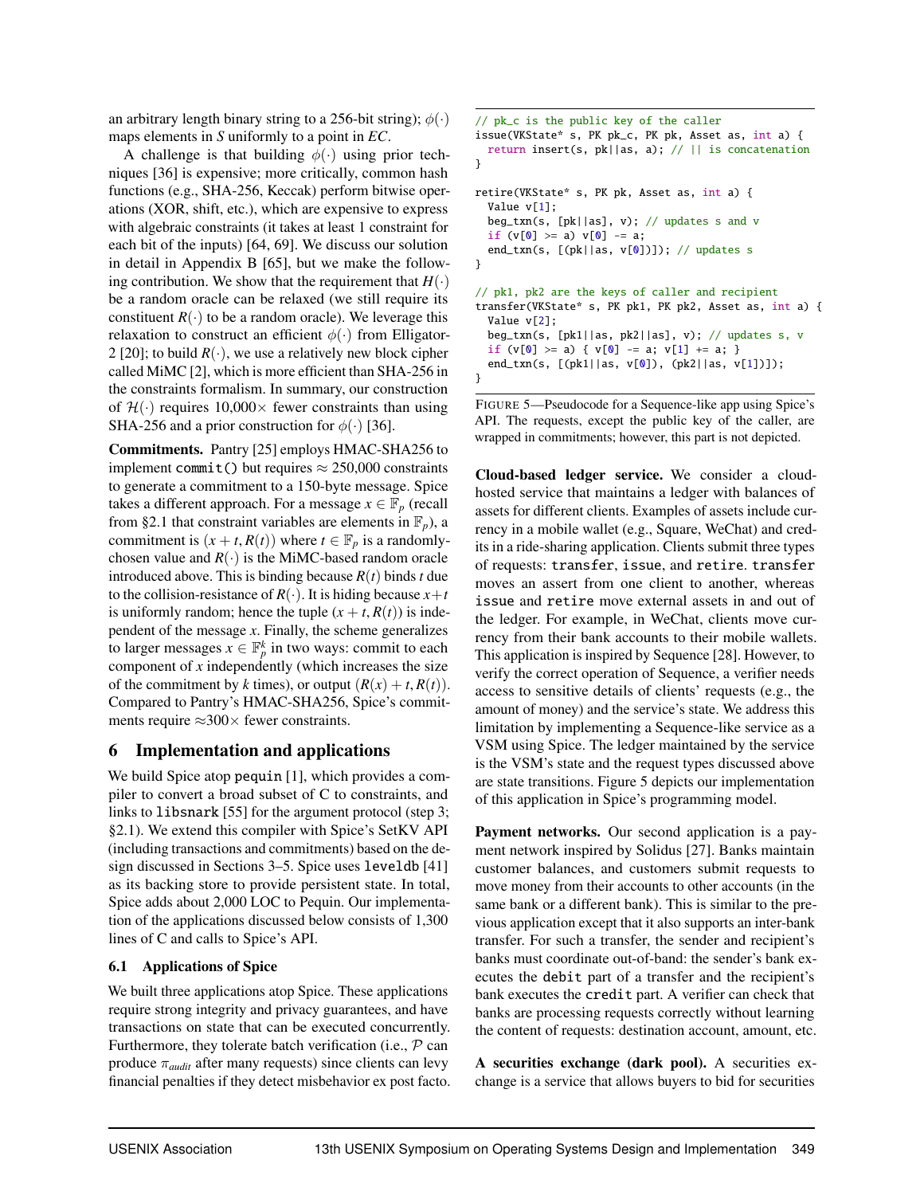an arbitrary length binary string to a 256-bit string); $\phi(\cdot)$ maps elements in $S$ uniformly to a point in $EC$.

A challenge is that building $\phi(\cdot)$ using prior techniques [36] is expensive; more critically, common hash functions (e.g., SHA-256, Keccak) perform bitwise operations (XOR, shift, etc.), which are expensive to express with algebraic constraints (it takes at least 1 constraint for each bit of the inputs) [64, 69]. We discuss our solution in detail in Appendix B [65], but we make the following contribution. We show that the requirement that $H(\cdot)$ be a random oracle can be relaxed (we still require its constituent $R(\cdot)$ to be a random oracle). We leverage this relaxation to construct an efficient $\phi(\cdot)$ from Elligator-2 [20]; to build $R(\cdot)$, we use a relatively new block cipher called MiMC [2], which is more efficient than SHA-256 in the constraints formalism. In summary, our construction of $\mathcal{H}(\cdot)$ requires $10{,}000\times$ fewer constraints than using SHA-256 and a prior construction for $\phi(\cdot)$ [36].

**Commitments.** Pantry [25] employs HMAC-SHA256 to implement `commit()` but requires $\approx 250{,}000$ constraints to generate a commitment to a 150-byte message. Spice takes a different approach. For a message $x \in \mathbb{F}_p$ (recall from §2.1 that constraint variables are elements in $\mathbb{F}_p$), a commitment is $(x+t, R(t))$ where $t \in \mathbb{F}_p$ is a randomly-chosen value and $R(\cdot)$ is the MiMC-based random oracle introduced above. This is binding because $R(t)$ binds $t$ due to the collision-resistance of $R(\cdot)$. It is hiding because $x+t$ is uniformly random; hence the tuple $(x+t, R(t))$ is independent of the message $x$. Finally, the scheme generalizes to larger messages $x \in \mathbb{F}_p^k$ in two ways: commit to each component of $x$ independently (which increases the size of the commitment by $k$ times), or output $(R(x)+t, R(t))$. Compared to Pantry's HMAC-SHA256, Spice's commitments require $\approx 300\times$ fewer constraints.

# 6 Implementation and applications

We build Spice atop `pequin` [1], which provides a compiler to convert a broad subset of C to constraints, and links to `libsnark` [55] for the argument protocol (step 3; §2.1). We extend this compiler with Spice's SetKV API (including transactions and commitments) based on the design discussed in Sections 3–5. Spice uses `leveldb` [41] as its backing store to provide persistent state. In total, Spice adds about 2,000 LOC to Pequin. Our implementation of the applications discussed below consists of 1,300 lines of C and calls to Spice's API.

## 6.1 Applications of Spice

We built three applications atop Spice. These applications require strong integrity and privacy guarantees, and have transactions on state that can be executed concurrently. Furthermore, they tolerate batch verification (i.e., $\mathcal{P}$ can produce $\pi_{audit}$ after many requests) since clients can levy financial penalties if they detect misbehavior ex post facto.

```
// pk_c is the public key of the caller
issue(VKState* s, PK pk_c, PK pk, Asset as, int a) {
  return insert(s, pk||as, a); // || is concatenation
}

retire(VKState* s, PK pk, Asset as, int a) {
  Value v[1];
  beg_txn(s, [pk||as], v); // updates s and v
  if (v[0] >= a) v[0] -= a;
  end_txn(s, [(pk||as, v[0])]); // updates s
}

// pk1, pk2 are the keys of caller and recipient
transfer(VKState* s, PK pk1, PK pk2, Asset as, int a) {
  Value v[2];
  beg_txn(s, [pk1||as, pk2||as], v); // updates s, v
  if (v[0] >= a) { v[0] -= a; v[1] += a; }
  end_txn(s, [(pk1||as, v[0]), (pk2||as, v[1])]);
}
```

FIGURE 5—Pseudocode for a Sequence-like app using Spice's API. The requests, except the public key of the caller, are wrapped in commitments; however, this part is not depicted.

**Cloud-based ledger service.** We consider a cloud-hosted service that maintains a ledger with balances of assets for different clients. Examples of assets include currency in a mobile wallet (e.g., Square, WeChat) and credits in a ride-sharing application. Clients submit three types of requests: `transfer`, `issue`, and `retire`. `transfer` moves an assert from one client to another, whereas `issue` and `retire` move external assets in and out of the ledger. For example, in WeChat, clients move currency from their bank accounts to their mobile wallets. This application is inspired by Sequence [28]. However, to verify the correct operation of Sequence, a verifier needs access to sensitive details of clients' requests (e.g., the amount of money) and the service's state. We address this limitation by implementing a Sequence-like service as a VSM using Spice. The ledger maintained by the service is the VSM's state and the request types discussed above are state transitions. Figure 5 depicts our implementation of this application in Spice's programming model.

**Payment networks.** Our second application is a payment network inspired by Solidus [27]. Banks maintain customer balances, and customers submit requests to move money from their accounts to other accounts (in the same bank or a different bank). This is similar to the previous application except that it also supports an inter-bank transfer. For such a transfer, the sender and recipient's banks must coordinate out-of-band: the sender's bank executes the `debit` part of a transfer and the recipient's bank executes the `credit` part. A verifier can check that banks are processing requests correctly without learning the content of requests: destination account, amount, etc.

**A securities exchange (dark pool).** A securities exchange is a service that allows buyers to bid for securities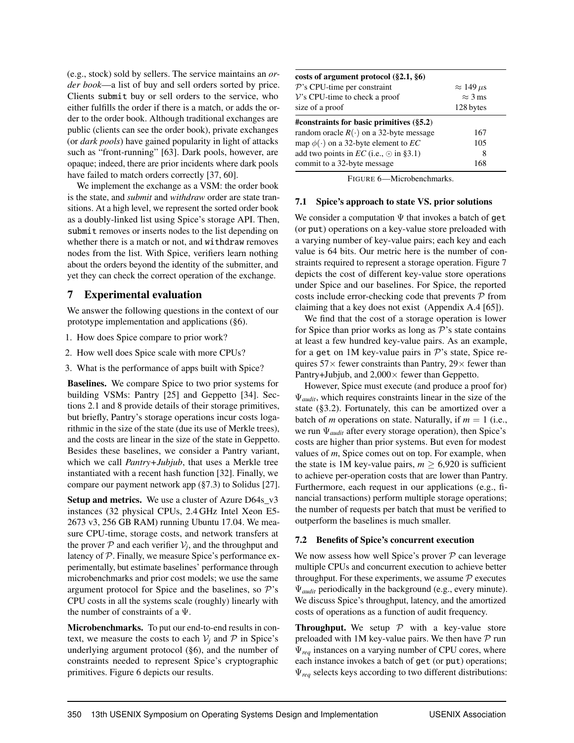(e.g., stock) sold by sellers. The service maintains an *order book*—a list of buy and sell orders sorted by price. Clients submit buy or sell orders to the service, who either fulfills the order if there is a match, or adds the order to the order book. Although traditional exchanges are public (clients can see the order book), private exchanges (or *dark pools*) have gained popularity in light of attacks such as "front-running" [63]. Dark pools, however, are opaque; indeed, there are prior incidents where dark pools have failed to match orders correctly [37, 60].

We implement the exchange as a VSM: the order book is the state, and *submit* and *withdraw* order are state transitions. At a high level, we represent the sorted order book as a doubly-linked list using Spice's storage API. Then, submit removes or inserts nodes to the list depending on whether there is a match or not, and withdraw removes nodes from the list. With Spice, verifiers learn nothing about the orders beyond the identity of the submitter, and yet they can check the correct operation of the exchange.

## 7 Experimental evaluation

We answer the following questions in the context of our prototype implementation and applications (§6).

1. How does Spice compare to prior work?
2. How well does Spice scale with more CPUs?
3. What is the performance of apps built with Spice?

**Baselines.** We compare Spice to two prior systems for building VSMs: Pantry [25] and Geppetto [34]. Sections 2.1 and 8 provide details of their storage primitives, but briefly, Pantry's storage operations incur costs logarithmic in the size of the state (due its use of Merkle trees), and the costs are linear in the size of the state in Geppetto. Besides these baselines, we consider a Pantry variant, which we call *Pantry+Jubjub*, that uses a Merkle tree instantiated with a recent hash function [32]. Finally, we compare our payment network app (§7.3) to Solidus [27].

**Setup and metrics.** We use a cluster of Azure D64s_v3 instances (32 physical CPUs, 2.4 GHz Intel Xeon E5-2673 v3, 256 GB RAM) running Ubuntu 17.04. We measure CPU-time, storage costs, and network transfers at the prover $\mathcal{P}$ and each verifier $\mathcal{V}_j$, and the throughput and latency of $\mathcal{P}$. Finally, we measure Spice's performance experimentally, but estimate baselines' performance through microbenchmarks and prior cost models; we use the same argument protocol for Spice and the baselines, so $\mathcal{P}$'s CPU costs in all the systems scale (roughly) linearly with the number of constraints of a $\Psi$.

**Microbenchmarks.** To put our end-to-end results in context, we measure the costs to each $\mathcal{V}_j$ and $\mathcal{P}$ in Spice's underlying argument protocol (§6), and the number of constraints needed to represent Spice's cryptographic primitives. Figure 6 depicts our results.

| **costs of argument protocol (§2.1, §6)** | |
|---|---|
| $\mathcal{P}$'s CPU-time per constraint | $\approx 149\,\mu$s |
| $\mathcal{V}$'s CPU-time to check a proof | $\approx 3$ ms |
| size of a proof | 128 bytes |
| **#constraints for basic primitives (§5.2)** | |
| random oracle $R(\cdot)$ on a 32-byte message | 167 |
| map $\phi(\cdot)$ on a 32-byte element to $EC$ | 105 |
| add two points in $EC$ (i.e., $\odot$ in §3.1) | 8 |
| commit to a 32-byte message | 168 |

FIGURE 6—Microbenchmarks.

### 7.1 Spice's approach to state VS. prior solutions

We consider a computation $\Psi$ that invokes a batch of get (or put) operations on a key-value store preloaded with a varying number of key-value pairs; each key and each value is 64 bits. Our metric here is the number of constraints required to represent a storage operation. Figure 7 depicts the cost of different key-value store operations under Spice and our baselines. For Spice, the reported costs include error-checking code that prevents $\mathcal{P}$ from claiming that a key does not exist (Appendix A.4 [65]).

We find that the cost of a storage operation is lower for Spice than prior works as long as $\mathcal{P}$'s state contains at least a few hundred key-value pairs. As an example, for a get on 1M key-value pairs in $\mathcal{P}$'s state, Spice requires 57× fewer constraints than Pantry, 29× fewer than Pantry+Jubjub, and 2,000× fewer than Geppetto.

However, Spice must execute (and produce a proof for) $\Psi_{audit}$, which requires constraints linear in the size of the state (§3.2). Fortunately, this can be amortized over a batch of $m$ operations on state. Naturally, if $m = 1$ (i.e., we run $\Psi_{audit}$ after every storage operation), then Spice's costs are higher than prior systems. But even for modest values of $m$, Spice comes out on top. For example, when the state is 1M key-value pairs, $m \geq 6{,}920$ is sufficient to achieve per-operation costs that are lower than Pantry. Furthermore, each request in our applications (e.g., financial transactions) perform multiple storage operations; the number of requests per batch that must be verified to outperform the baselines is much smaller.

### 7.2 Benefits of Spice's concurrent execution

We now assess how well Spice's prover $\mathcal{P}$ can leverage multiple CPUs and concurrent execution to achieve better throughput. For these experiments, we assume $\mathcal{P}$ executes $\Psi_{audit}$ periodically in the background (e.g., every minute). We discuss Spice's throughput, latency, and the amortized costs of operations as a function of audit frequency.

**Throughput.** We setup $\mathcal{P}$ with a key-value store preloaded with 1M key-value pairs. We then have $\mathcal{P}$ run $\Psi_{req}$ instances on a varying number of CPU cores, where each instance invokes a batch of get (or put) operations; $\Psi_{req}$ selects keys according to two different distributions: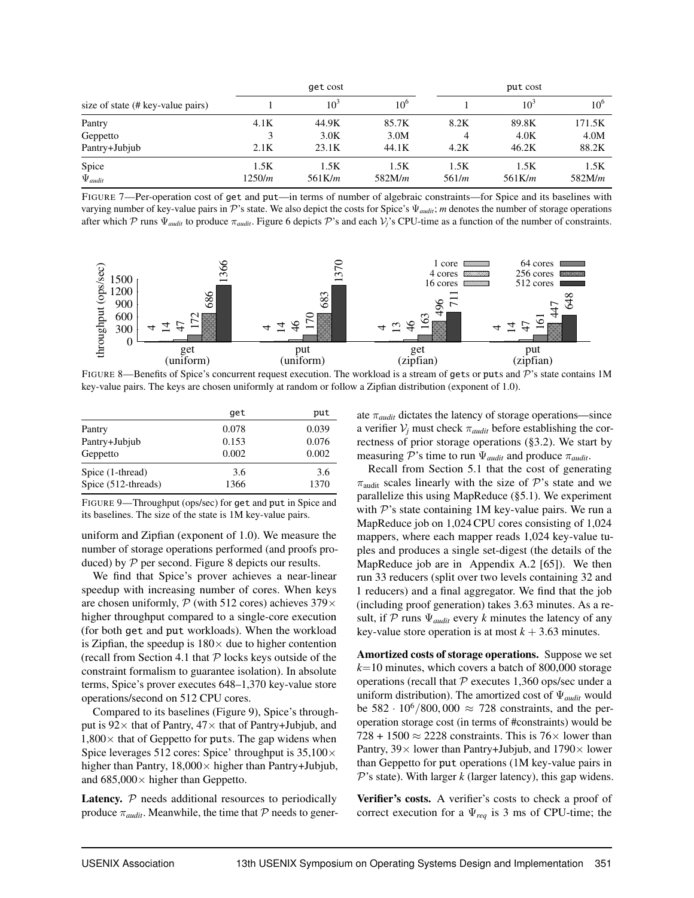| size of state (# key-value pairs) | get cost | | | put cost | | |
|---|---|---|---|---|---|---|
| | 1 | $10^3$ | $10^6$ | 1 | $10^3$ | $10^6$ |
| Pantry | 4.1K | 44.9K | 85.7K | 8.2K | 89.8K | 171.5K |
| Geppetto | 3 | 3.0K | 3.0M | 4 | 4.0K | 4.0M |
| Pantry+Jubjub | 2.1K | 23.1K | 44.1K | 4.2K | 46.2K | 88.2K |
| Spice | 1.5K | 1.5K | 1.5K | 1.5K | 1.5K | 1.5K |
| $\Psi_{audit}$ | $1250/m$ | $561\text{K}/m$ | $582\text{M}/m$ | $561/m$ | $561\text{K}/m$ | $582\text{M}/m$ |

FIGURE 7—Per-operation cost of get and put—in terms of number of algebraic constraints—for Spice and its baselines with varying number of key-value pairs in $\mathcal{P}$'s state. We also depict the costs for Spice's $\Psi_{audit}$; $m$ denotes the number of storage operations after which $\mathcal{P}$ runs $\Psi_{audit}$ to produce $\pi_{audit}$. Figure 6 depicts $\mathcal{P}$'s and each $\mathcal{V}_j$'s CPU-time as a function of the number of constraints.

| throughput (ops/sec) | 1 core | 4 cores | 16 cores | 64 cores | 256 cores | 512 cores |
|---|---|---|---|---|---|---|
| get (uniform) | 4 | 14 | 47 | 172 | 686 | 1366 |
| put (uniform) | 4 | 14 | 46 | 170 | 683 | 1370 |
| get (zipfian) | 4 | 13 | 46 | 163 | 496 | 711 |
| put (zipfian) | 4 | 14 | 47 | 161 | 447 | 648 |

FIGURE 8—Benefits of Spice's concurrent request execution. The workload is a stream of gets or puts and $\mathcal{P}$'s state contains 1M key-value pairs. The keys are chosen uniformly at random or follow a Zipfian distribution (exponent of 1.0).

| | get | put |
|---|---|---|
| Pantry | 0.078 | 0.039 |
| Pantry+Jubjub | 0.153 | 0.076 |
| Geppetto | 0.002 | 0.002 |
| Spice (1-thread) | 3.6 | 3.6 |
| Spice (512-threads) | 1366 | 1370 |

FIGURE 9—Throughput (ops/sec) for get and put in Spice and its baselines. The size of the state is 1M key-value pairs.

uniform and Zipfian (exponent of 1.0). We measure the number of storage operations performed (and proofs produced) by $\mathcal{P}$ per second. Figure 8 depicts our results.

We find that Spice's prover achieves a near-linear speedup with increasing number of cores. When keys are chosen uniformly, $\mathcal{P}$ (with 512 cores) achieves 379× higher throughput compared to a single-core execution (for both get and put workloads). When the workload is Zipfian, the speedup is 180× due to higher contention (recall from Section 4.1 that $\mathcal{P}$ locks keys outside of the constraint formalism to guarantee isolation). In absolute terms, Spice's prover executes 648–1,370 key-value store operations/second on 512 CPU cores.

Compared to its baselines (Figure 9), Spice's throughput is 92× that of Pantry, 47× that of Pantry+Jubjub, and 1,800× that of Geppetto for puts. The gap widens when Spice leverages 512 cores: Spice' throughput is 35,100× higher than Pantry, 18,000× higher than Pantry+Jubjub, and 685,000× higher than Geppetto.

**Latency.** $\mathcal{P}$ needs additional resources to periodically produce $\pi_{audit}$. Meanwhile, the time that $\mathcal{P}$ needs to generate $\pi_{audit}$ dictates the latency of storage operations—since a verifier $\mathcal{V}_j$ must check $\pi_{audit}$ before establishing the correctness of prior storage operations (§3.2). We start by measuring $\mathcal{P}$'s time to run $\Psi_{audit}$ and produce $\pi_{audit}$.

Recall from Section 5.1 that the cost of generating $\pi_{\text{audit}}$ scales linearly with the size of $\mathcal{P}$'s state and we parallelize this using MapReduce (§5.1). We experiment with $\mathcal{P}$'s state containing 1M key-value pairs. We run a MapReduce job on 1,024 CPU cores consisting of 1,024 mappers, where each mapper reads 1,024 key-value tuples and produces a single set-digest (the details of the MapReduce job are in Appendix A.2 [65]). We then run 33 reducers (split over two levels containing 32 and 1 reducers) and a final aggregator. We find that the job (including proof generation) takes 3.63 minutes. As a result, if $\mathcal{P}$ runs $\Psi_{audit}$ every $k$ minutes the latency of any key-value store operation is at most $k + 3.63$ minutes.

**Amortized costs of storage operations.** Suppose we set $k$=10 minutes, which covers a batch of 800,000 storage operations (recall that $\mathcal{P}$ executes 1,360 ops/sec under a uniform distribution). The amortized cost of $\Psi_{audit}$ would be $582 \cdot 10^6/800,000 \approx 728$ constraints, and the per-operation storage cost (in terms of #constraints) would be $728 + 1500 \approx 2228$ constraints. This is 76× lower than Pantry, 39× lower than Pantry+Jubjub, and 1790× lower than Geppetto for put operations (1M key-value pairs in $\mathcal{P}$'s state). With larger $k$ (larger latency), this gap widens.

**Verifier's costs.** A verifier's costs to check a proof of correct execution for a $\Psi_{req}$ is 3 ms of CPU-time; the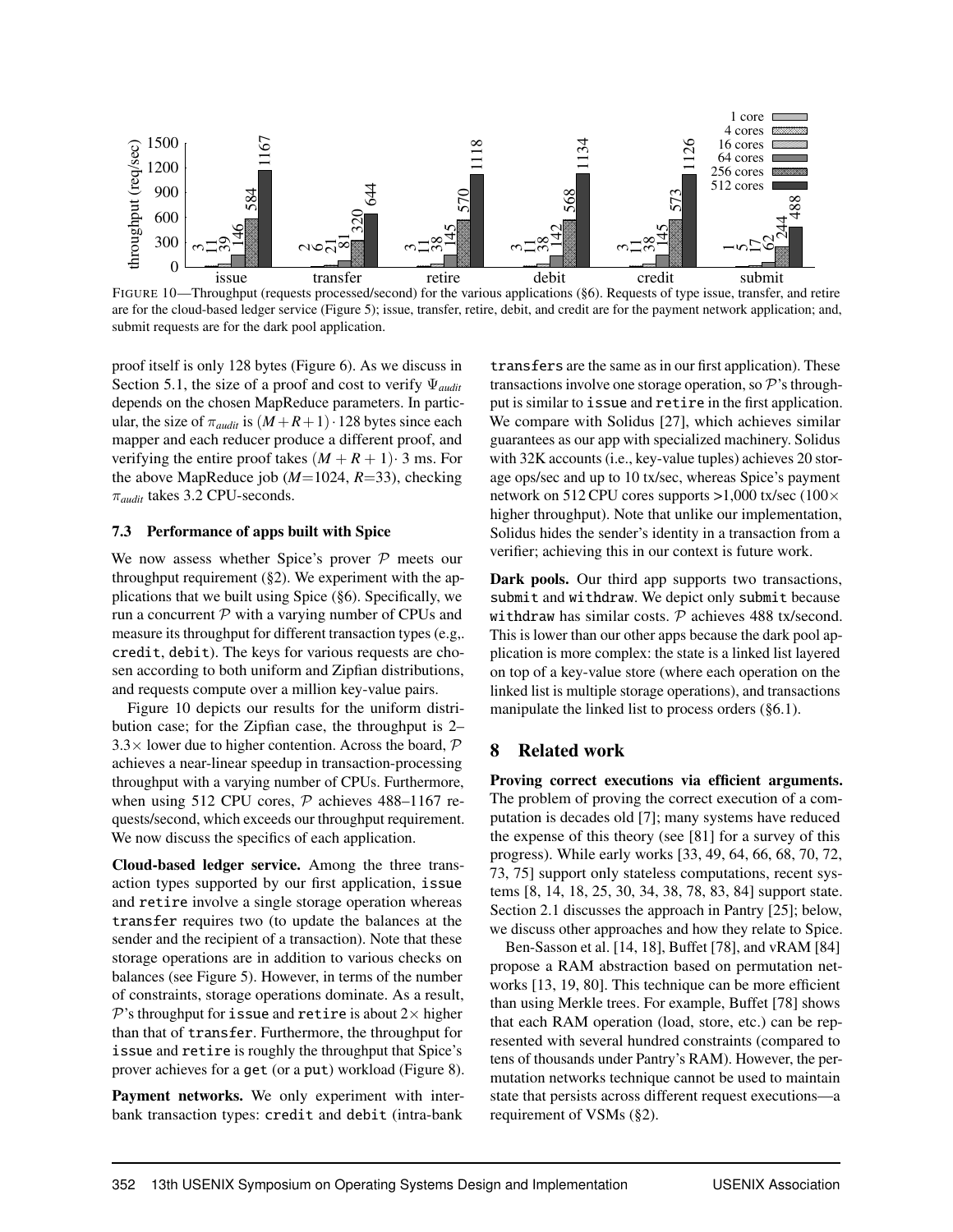FIGURE 10—Throughput (requests processed/second) for the various applications (§6). Requests of type issue, transfer, and retire are for the cloud-based ledger service (Figure 5); issue, transfer, retire, debit, and credit are for the payment network application; and, submit requests are for the dark pool application.

proof itself is only 128 bytes (Figure 6). As we discuss in Section 5.1, the size of a proof and cost to verify $\Psi_{audit}$ depends on the chosen MapReduce parameters. In particular, the size of $\pi_{audit}$ is $(M+R+1) \cdot 128$ bytes since each mapper and each reducer produce a different proof, and verifying the entire proof takes $(M+R+1) \cdot$ 3 ms. For the above MapReduce job ($M$=1024, $R$=33), checking $\pi_{audit}$ takes 3.2 CPU-seconds.

### 7.3 Performance of apps built with Spice

We now assess whether Spice's prover $\mathcal{P}$ meets our throughput requirement (§2). We experiment with the applications that we built using Spice (§6). Specifically, we run a concurrent $\mathcal{P}$ with a varying number of CPUs and measure its throughput for different transaction types (e.g,. credit, debit). The keys for various requests are chosen according to both uniform and Zipfian distributions, and requests compute over a million key-value pairs.

Figure 10 depicts our results for the uniform distribution case; for the Zipfian case, the throughput is 2–3.3× lower due to higher contention. Across the board, $\mathcal{P}$ achieves a near-linear speedup in transaction-processing throughput with a varying number of CPUs. Furthermore, when using 512 CPU cores, $\mathcal{P}$ achieves 488–1167 requests/second, which exceeds our throughput requirement. We now discuss the specifics of each application.

**Cloud-based ledger service.** Among the three transaction types supported by our first application, issue and retire involve a single storage operation whereas transfer requires two (to update the balances at the sender and the recipient of a transaction). Note that these storage operations are in addition to various checks on balances (see Figure 5). However, in terms of the number of constraints, storage operations dominate. As a result, $\mathcal{P}$'s throughput for issue and retire is about 2× higher than that of transfer. Furthermore, the throughput for issue and retire is roughly the throughput that Spice's prover achieves for a get (or a put) workload (Figure 8).

**Payment networks.** We only experiment with inter-bank transaction types: credit and debit (intra-bank transfers are the same as in our first application). These transactions involve one storage operation, so $\mathcal{P}$'s throughput is similar to issue and retire in the first application. We compare with Solidus [27], which achieves similar guarantees as our app with specialized machinery. Solidus with 32K accounts (i.e., key-value tuples) achieves 20 storage ops/sec and up to 10 tx/sec, whereas Spice's payment network on 512 CPU cores supports >1,000 tx/sec (100× higher throughput). Note that unlike our implementation, Solidus hides the sender's identity in a transaction from a verifier; achieving this in our context is future work.

**Dark pools.** Our third app supports two transactions, submit and withdraw. We depict only submit because withdraw has similar costs. $\mathcal{P}$ achieves 488 tx/second. This is lower than our other apps because the dark pool application is more complex: the state is a linked list layered on top of a key-value store (where each operation on the linked list is multiple storage operations), and transactions manipulate the linked list to process orders (§6.1).

## 8 Related work

**Proving correct executions via efficient arguments.** The problem of proving the correct execution of a computation is decades old [7]; many systems have reduced the expense of this theory (see [81] for a survey of this progress). While early works [33, 49, 64, 66, 68, 70, 72, 73, 75] support only stateless computations, recent systems [8, 14, 18, 25, 30, 34, 38, 78, 83, 84] support state. Section 2.1 discusses the approach in Pantry [25]; below, we discuss other approaches and how they relate to Spice.

Ben-Sasson et al. [14, 18], Buffet [78], and vRAM [84] propose a RAM abstraction based on permutation networks [13, 19, 80]. This technique can be more efficient than using Merkle trees. For example, Buffet [78] shows that each RAM operation (load, store, etc.) can be represented with several hundred constraints (compared to tens of thousands under Pantry's RAM). However, the permutation networks technique cannot be used to maintain state that persists across different request executions—a requirement of VSMs (§2).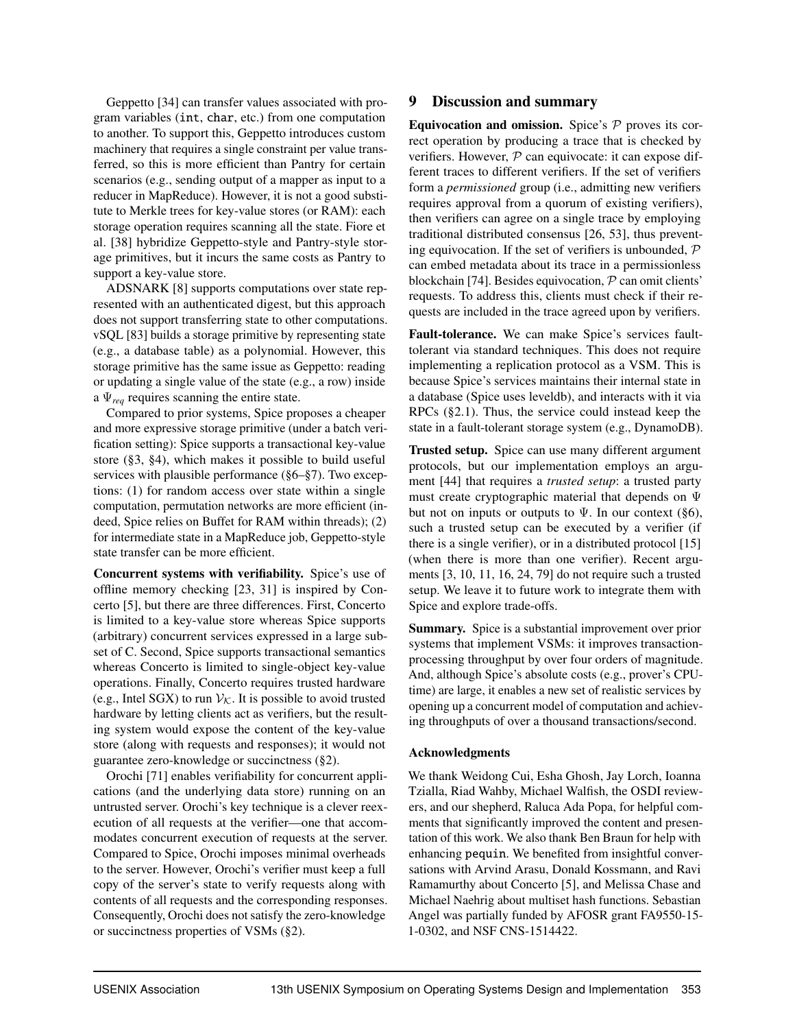Geppetto [34] can transfer values associated with program variables (int, char, etc.) from one computation to another. To support this, Geppetto introduces custom machinery that requires a single constraint per value transferred, so this is more efficient than Pantry for certain scenarios (e.g., sending output of a mapper as input to a reducer in MapReduce). However, it is not a good substitute to Merkle trees for key-value stores (or RAM): each storage operation requires scanning all the state. Fiore et al. [38] hybridize Geppetto-style and Pantry-style storage primitives, but it incurs the same costs as Pantry to support a key-value store.

ADSNARK [8] supports computations over state represented with an authenticated digest, but this approach does not support transferring state to other computations. vSQL [83] builds a storage primitive by representing state (e.g., a database table) as a polynomial. However, this storage primitive has the same issue as Geppetto: reading or updating a single value of the state (e.g., a row) inside a $\Psi_{req}$ requires scanning the entire state.

Compared to prior systems, Spice proposes a cheaper and more expressive storage primitive (under a batch verification setting): Spice supports a transactional key-value store (§3, §4), which makes it possible to build useful services with plausible performance (§6–§7). Two exceptions: (1) for random access over state within a single computation, permutation networks are more efficient (indeed, Spice relies on Buffet for RAM within threads); (2) for intermediate state in a MapReduce job, Geppetto-style state transfer can be more efficient.

**Concurrent systems with verifiability.** Spice's use of offline memory checking [23, 31] is inspired by Concerto [5], but there are three differences. First, Concerto is limited to a key-value store whereas Spice supports (arbitrary) concurrent services expressed in a large subset of C. Second, Spice supports transactional semantics whereas Concerto is limited to single-object key-value operations. Finally, Concerto requires trusted hardware (e.g., Intel SGX) to run $\mathcal{V}_{\mathcal{K}}$. It is possible to avoid trusted hardware by letting clients act as verifiers, but the resulting system would expose the content of the key-value store (along with requests and responses); it would not guarantee zero-knowledge or succinctness (§2).

Orochi [71] enables verifiability for concurrent applications (and the underlying data store) running on an untrusted server. Orochi's key technique is a clever reexecution of all requests at the verifier—one that accommodates concurrent execution of requests at the server. Compared to Spice, Orochi imposes minimal overheads to the server. However, Orochi's verifier must keep a full copy of the server's state to verify requests along with contents of all requests and the corresponding responses. Consequently, Orochi does not satisfy the zero-knowledge or succinctness properties of VSMs (§2).

## 9 Discussion and summary

**Equivocation and omission.** Spice's $\mathcal{P}$ proves its correct operation by producing a trace that is checked by verifiers. However, $\mathcal{P}$ can equivocate: it can expose different traces to different verifiers. If the set of verifiers form a *permissioned* group (i.e., admitting new verifiers requires approval from a quorum of existing verifiers), then verifiers can agree on a single trace by employing traditional distributed consensus [26, 53], thus preventing equivocation. If the set of verifiers is unbounded, $\mathcal{P}$ can embed metadata about its trace in a permissionless blockchain [74]. Besides equivocation, $\mathcal{P}$ can omit clients' requests. To address this, clients must check if their requests are included in the trace agreed upon by verifiers.

**Fault-tolerance.** We can make Spice's services fault-tolerant via standard techniques. This does not require implementing a replication protocol as a VSM. This is because Spice's services maintains their internal state in a database (Spice uses leveldb), and interacts with it via RPCs (§2.1). Thus, the service could instead keep the state in a fault-tolerant storage system (e.g., DynamoDB).

**Trusted setup.** Spice can use many different argument protocols, but our implementation employs an argument [44] that requires a *trusted setup*: a trusted party must create cryptographic material that depends on $\Psi$ but not on inputs or outputs to $\Psi$. In our context (§6), such a trusted setup can be executed by a verifier (if there is a single verifier), or in a distributed protocol [15] (when there is more than one verifier). Recent arguments [3, 10, 11, 16, 24, 79] do not require such a trusted setup. We leave it to future work to integrate them with Spice and explore trade-offs.

**Summary.** Spice is a substantial improvement over prior systems that implement VSMs: it improves transaction-processing throughput by over four orders of magnitude. And, although Spice's absolute costs (e.g., prover's CPU-time) are large, it enables a new set of realistic services by opening up a concurrent model of computation and achieving throughputs of over a thousand transactions/second.

### Acknowledgments

We thank Weidong Cui, Esha Ghosh, Jay Lorch, Ioanna Tzialla, Riad Wahby, Michael Walfish, the OSDI reviewers, and our shepherd, Raluca Ada Popa, for helpful comments that significantly improved the content and presentation of this work. We also thank Ben Braun for help with enhancing pequin. We benefited from insightful conversations with Arvind Arasu, Donald Kossmann, and Ravi Ramamurthy about Concerto [5], and Melissa Chase and Michael Naehrig about multiset hash functions. Sebastian Angel was partially funded by AFOSR grant FA9550-15-1-0302, and NSF CNS-1514422.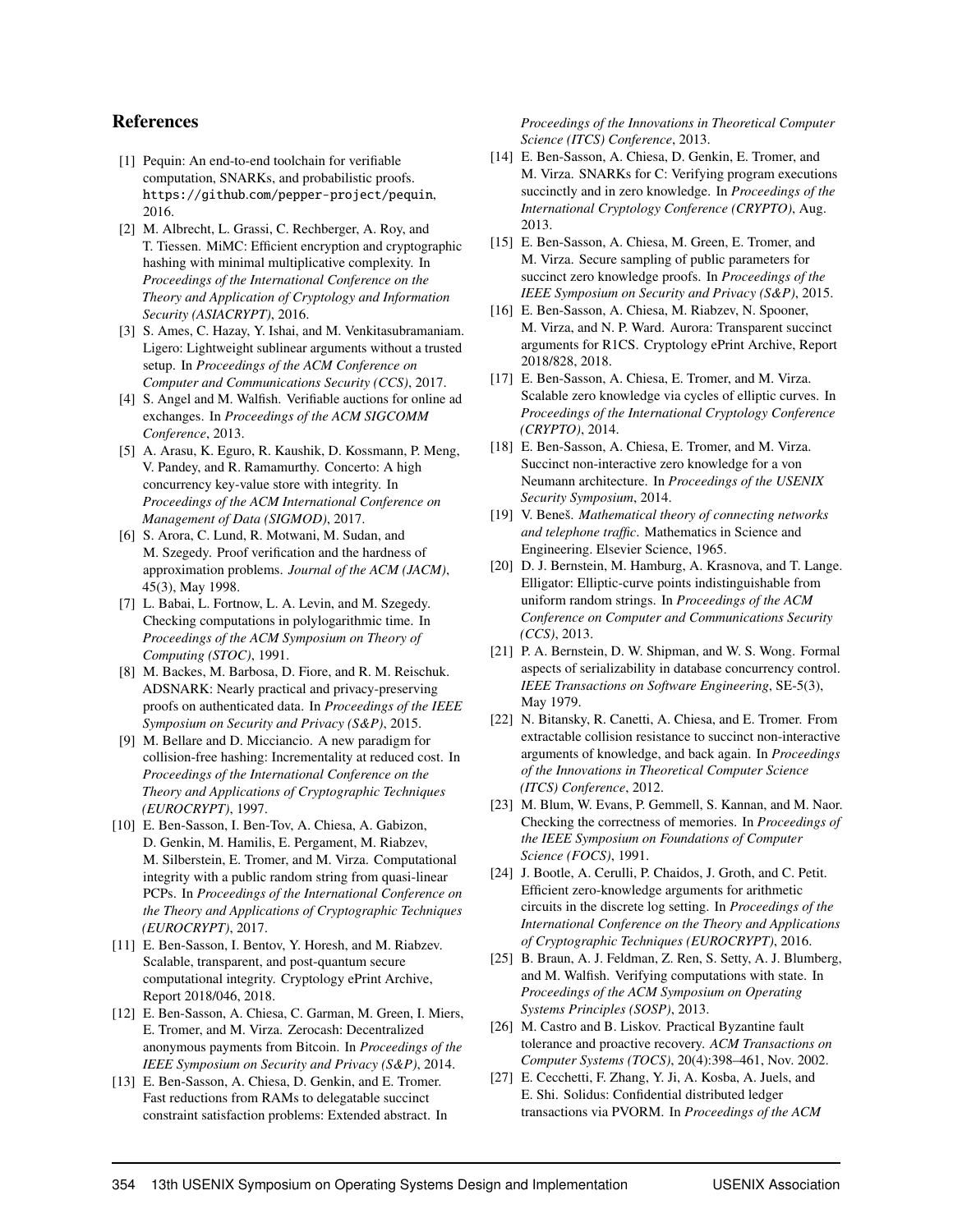## References

[1] Pequin: An end-to-end toolchain for verifiable computation, SNARKs, and probabilistic proofs. https://github.com/pepper-project/pequin, 2016.

[2] M. Albrecht, L. Grassi, C. Rechberger, A. Roy, and T. Tiessen. MiMC: Efficient encryption and cryptographic hashing with minimal multiplicative complexity. In *Proceedings of the International Conference on the Theory and Application of Cryptology and Information Security (ASIACRYPT)*, 2016.

[3] S. Ames, C. Hazay, Y. Ishai, and M. Venkitasubramaniam. Ligero: Lightweight sublinear arguments without a trusted setup. In *Proceedings of the ACM Conference on Computer and Communications Security (CCS)*, 2017.

[4] S. Angel and M. Walfish. Verifiable auctions for online ad exchanges. In *Proceedings of the ACM SIGCOMM Conference*, 2013.

[5] A. Arasu, K. Eguro, R. Kaushik, D. Kossmann, P. Meng, V. Pandey, and R. Ramamurthy. Concerto: A high concurrency key-value store with integrity. In *Proceedings of the ACM International Conference on Management of Data (SIGMOD)*, 2017.

[6] S. Arora, C. Lund, R. Motwani, M. Sudan, and M. Szegedy. Proof verification and the hardness of approximation problems. *Journal of the ACM (JACM)*, 45(3), May 1998.

[7] L. Babai, L. Fortnow, L. A. Levin, and M. Szegedy. Checking computations in polylogarithmic time. In *Proceedings of the ACM Symposium on Theory of Computing (STOC)*, 1991.

[8] M. Backes, M. Barbosa, D. Fiore, and R. M. Reischuk. ADSNARK: Nearly practical and privacy-preserving proofs on authenticated data. In *Proceedings of the IEEE Symposium on Security and Privacy (S&P)*, 2015.

[9] M. Bellare and D. Micciancio. A new paradigm for collision-free hashing: Incrementality at reduced cost. In *Proceedings of the International Conference on the Theory and Applications of Cryptographic Techniques (EUROCRYPT)*, 1997.

[10] E. Ben-Sasson, I. Ben-Tov, A. Chiesa, A. Gabizon, D. Genkin, M. Hamilis, E. Pergament, M. Riabzev, M. Silberstein, E. Tromer, and M. Virza. Computational integrity with a public random string from quasi-linear PCPs. In *Proceedings of the International Conference on the Theory and Applications of Cryptographic Techniques (EUROCRYPT)*, 2017.

[11] E. Ben-Sasson, I. Bentov, Y. Horesh, and M. Riabzev. Scalable, transparent, and post-quantum secure computational integrity. Cryptology ePrint Archive, Report 2018/046, 2018.

[12] E. Ben-Sasson, A. Chiesa, C. Garman, M. Green, I. Miers, E. Tromer, and M. Virza. Zerocash: Decentralized anonymous payments from Bitcoin. In *Proceedings of the IEEE Symposium on Security and Privacy (S&P)*, 2014.

[13] E. Ben-Sasson, A. Chiesa, D. Genkin, and E. Tromer. Fast reductions from RAMs to delegatable succinct constraint satisfaction problems: Extended abstract. In *Proceedings of the Innovations in Theoretical Computer Science (ITCS) Conference*, 2013.

[14] E. Ben-Sasson, A. Chiesa, D. Genkin, E. Tromer, and M. Virza. SNARKs for C: Verifying program executions succinctly and in zero knowledge. In *Proceedings of the International Cryptology Conference (CRYPTO)*, Aug. 2013.

[15] E. Ben-Sasson, A. Chiesa, M. Green, E. Tromer, and M. Virza. Secure sampling of public parameters for succinct zero knowledge proofs. In *Proceedings of the IEEE Symposium on Security and Privacy (S&P)*, 2015.

[16] E. Ben-Sasson, A. Chiesa, M. Riabzev, N. Spooner, M. Virza, and N. P. Ward. Aurora: Transparent succinct arguments for R1CS. Cryptology ePrint Archive, Report 2018/828, 2018.

[17] E. Ben-Sasson, A. Chiesa, E. Tromer, and M. Virza. Scalable zero knowledge via cycles of elliptic curves. In *Proceedings of the International Cryptology Conference (CRYPTO)*, 2014.

[18] E. Ben-Sasson, A. Chiesa, E. Tromer, and M. Virza. Succinct non-interactive zero knowledge for a von Neumann architecture. In *Proceedings of the USENIX Security Symposium*, 2014.

[19] V. Beneš. *Mathematical theory of connecting networks and telephone traffic*. Mathematics in Science and Engineering. Elsevier Science, 1965.

[20] D. J. Bernstein, M. Hamburg, A. Krasnova, and T. Lange. Elligator: Elliptic-curve points indistinguishable from uniform random strings. In *Proceedings of the ACM Conference on Computer and Communications Security (CCS)*, 2013.

[21] P. A. Bernstein, D. W. Shipman, and W. S. Wong. Formal aspects of serializability in database concurrency control. *IEEE Transactions on Software Engineering*, SE-5(3), May 1979.

[22] N. Bitansky, R. Canetti, A. Chiesa, and E. Tromer. From extractable collision resistance to succinct non-interactive arguments of knowledge, and back again. In *Proceedings of the Innovations in Theoretical Computer Science (ITCS) Conference*, 2012.

[23] M. Blum, W. Evans, P. Gemmell, S. Kannan, and M. Naor. Checking the correctness of memories. In *Proceedings of the IEEE Symposium on Foundations of Computer Science (FOCS)*, 1991.

[24] J. Bootle, A. Cerulli, P. Chaidos, J. Groth, and C. Petit. Efficient zero-knowledge arguments for arithmetic circuits in the discrete log setting. In *Proceedings of the International Conference on the Theory and Applications of Cryptographic Techniques (EUROCRYPT)*, 2016.

[25] B. Braun, A. J. Feldman, Z. Ren, S. Setty, A. J. Blumberg, and M. Walfish. Verifying computations with state. In *Proceedings of the ACM Symposium on Operating Systems Principles (SOSP)*, 2013.

[26] M. Castro and B. Liskov. Practical Byzantine fault tolerance and proactive recovery. *ACM Transactions on Computer Systems (TOCS)*, 20(4):398–461, Nov. 2002.

[27] E. Cecchetti, F. Zhang, Y. Ji, A. Kosba, A. Juels, and E. Shi. Solidus: Confidential distributed ledger transactions via PVORM. In *Proceedings of the ACM*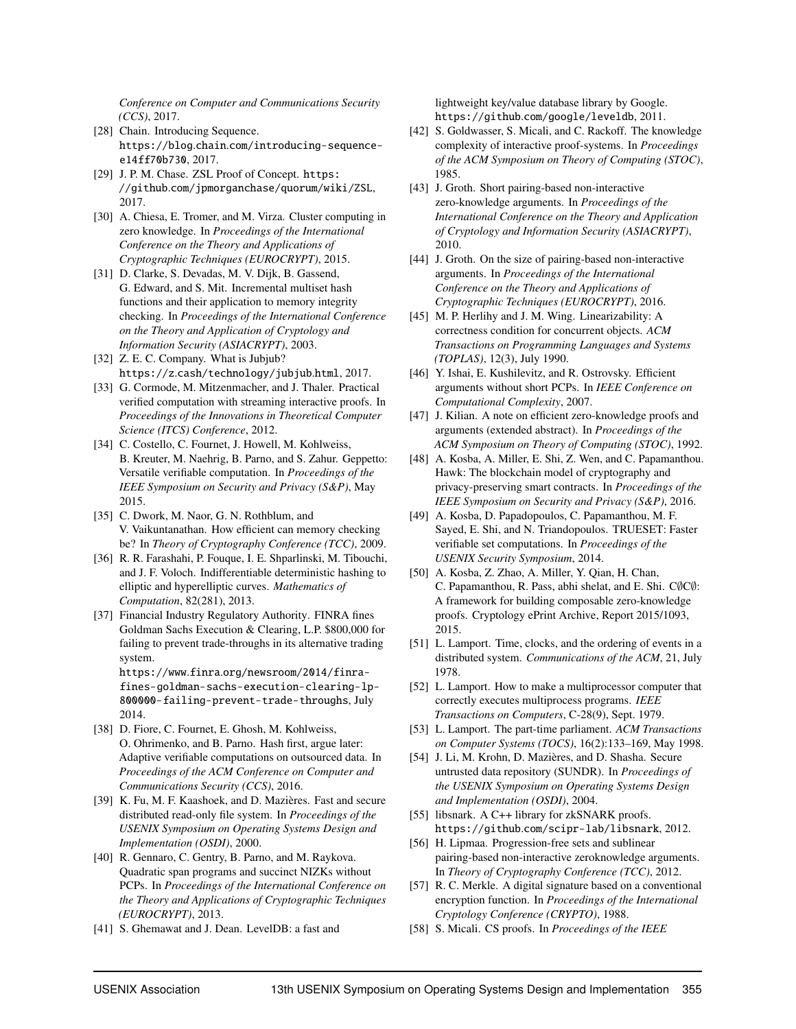*Conference on Computer and Communications Security (CCS)*, 2017.

[28] Chain. Introducing Sequence. https://blog.chain.com/introducing-sequence-e14ff70b730, 2017.

[29] J. P. M. Chase. ZSL Proof of Concept. https://github.com/jpmorganchase/quorum/wiki/ZSL, 2017.

[30] A. Chiesa, E. Tromer, and M. Virza. Cluster computing in zero knowledge. In *Proceedings of the International Conference on the Theory and Applications of Cryptographic Techniques (EUROCRYPT)*, 2015.

[31] D. Clarke, S. Devadas, M. V. Dijk, B. Gassend, G. Edward, and S. Mit. Incremental multiset hash functions and their application to memory integrity checking. In *Proceedings of the International Conference on the Theory and Application of Cryptology and Information Security (ASIACRYPT)*, 2003.

[32] Z. E. C. Company. What is Jubjub? https://z.cash/technology/jubjub.html, 2017.

[33] G. Cormode, M. Mitzenmacher, and J. Thaler. Practical verified computation with streaming interactive proofs. In *Proceedings of the Innovations in Theoretical Computer Science (ITCS) Conference*, 2012.

[34] C. Costello, C. Fournet, J. Howell, M. Kohlweiss, B. Kreuter, M. Naehrig, B. Parno, and S. Zahur. Geppetto: Versatile verifiable computation. In *Proceedings of the IEEE Symposium on Security and Privacy (S&P)*, May 2015.

[35] C. Dwork, M. Naor, G. N. Rothblum, and V. Vaikuntanathan. How efficient can memory checking be? In *Theory of Cryptography Conference (TCC)*, 2009.

[36] R. R. Farashahi, P. Fouque, I. E. Shparlinski, M. Tibouchi, and J. F. Voloch. Indifferentiable deterministic hashing to elliptic and hyperelliptic curves. *Mathematics of Computation*, 82(281), 2013.

[37] Financial Industry Regulatory Authority. FINRA fines Goldman Sachs Execution & Clearing, L.P. $800,000 for failing to prevent trade-throughs in its alternative trading system. https://www.finra.org/newsroom/2014/finra-fines-goldman-sachs-execution-clearing-lp-800000-failing-prevent-trade-throughs, July 2014.

[38] D. Fiore, C. Fournet, E. Ghosh, M. Kohlweiss, O. Ohrimenko, and B. Parno. Hash first, argue later: Adaptive verifiable computations on outsourced data. In *Proceedings of the ACM Conference on Computer and Communications Security (CCS)*, 2016.

[39] K. Fu, M. F. Kaashoek, and D. Mazières. Fast and secure distributed read-only file system. In *Proceedings of the USENIX Symposium on Operating Systems Design and Implementation (OSDI)*, 2000.

[40] R. Gennaro, C. Gentry, B. Parno, and M. Raykova. Quadratic span programs and succinct NIZKs without PCPs. In *Proceedings of the International Conference on the Theory and Applications of Cryptographic Techniques (EUROCRYPT)*, 2013.

[41] S. Ghemawat and J. Dean. LevelDB: a fast and lightweight key/value database library by Google. https://github.com/google/leveldb, 2011.

[42] S. Goldwasser, S. Micali, and C. Rackoff. The knowledge complexity of interactive proof-systems. In *Proceedings of the ACM Symposium on Theory of Computing (STOC)*, 1985.

[43] J. Groth. Short pairing-based non-interactive zero-knowledge arguments. In *Proceedings of the International Conference on the Theory and Application of Cryptology and Information Security (ASIACRYPT)*, 2010.

[44] J. Groth. On the size of pairing-based non-interactive arguments. In *Proceedings of the International Conference on the Theory and Applications of Cryptographic Techniques (EUROCRYPT)*, 2016.

[45] M. P. Herlihy and J. M. Wing. Linearizability: A correctness condition for concurrent objects. *ACM Transactions on Programming Languages and Systems (TOPLAS)*, 12(3), July 1990.

[46] Y. Ishai, E. Kushilevitz, and R. Ostrovsky. Efficient arguments without short PCPs. In *IEEE Conference on Computational Complexity*, 2007.

[47] J. Kilian. A note on efficient zero-knowledge proofs and arguments (extended abstract). In *Proceedings of the ACM Symposium on Theory of Computing (STOC)*, 1992.

[48] A. Kosba, A. Miller, E. Shi, Z. Wen, and C. Papamanthou. Hawk: The blockchain model of cryptography and privacy-preserving smart contracts. In *Proceedings of the IEEE Symposium on Security and Privacy (S&P)*, 2016.

[49] A. Kosba, D. Papadopoulos, C. Papamanthou, M. F. Sayed, E. Shi, and N. Triandopoulos. TRUESET: Faster verifiable set computations. In *Proceedings of the USENIX Security Symposium*, 2014.

[50] A. Kosba, Z. Zhao, A. Miller, Y. Qian, H. Chan, C. Papamanthou, R. Pass, abhi shelat, and E. Shi. C∅C∅: A framework for building composable zero-knowledge proofs. Cryptology ePrint Archive, Report 2015/1093, 2015.

[51] L. Lamport. Time, clocks, and the ordering of events in a distributed system. *Communications of the ACM*, 21, July 1978.

[52] L. Lamport. How to make a multiprocessor computer that correctly executes multiprocess programs. *IEEE Transactions on Computers*, C-28(9), Sept. 1979.

[53] L. Lamport. The part-time parliament. *ACM Transactions on Computer Systems (TOCS)*, 16(2):133–169, May 1998.

[54] J. Li, M. Krohn, D. Mazières, and D. Shasha. Secure untrusted data repository (SUNDR). In *Proceedings of the USENIX Symposium on Operating Systems Design and Implementation (OSDI)*, 2004.

[55] libsnark. A C++ library for zkSNARK proofs. https://github.com/scipr-lab/libsnark, 2012.

[56] H. Lipmaa. Progression-free sets and sublinear pairing-based non-interactive zeroknowledge arguments. In *Theory of Cryptography Conference (TCC)*, 2012.

[57] R. C. Merkle. A digital signature based on a conventional encryption function. In *Proceedings of the International Cryptology Conference (CRYPTO)*, 1988.

[58] S. Micali. CS proofs. In *Proceedings of the IEEE*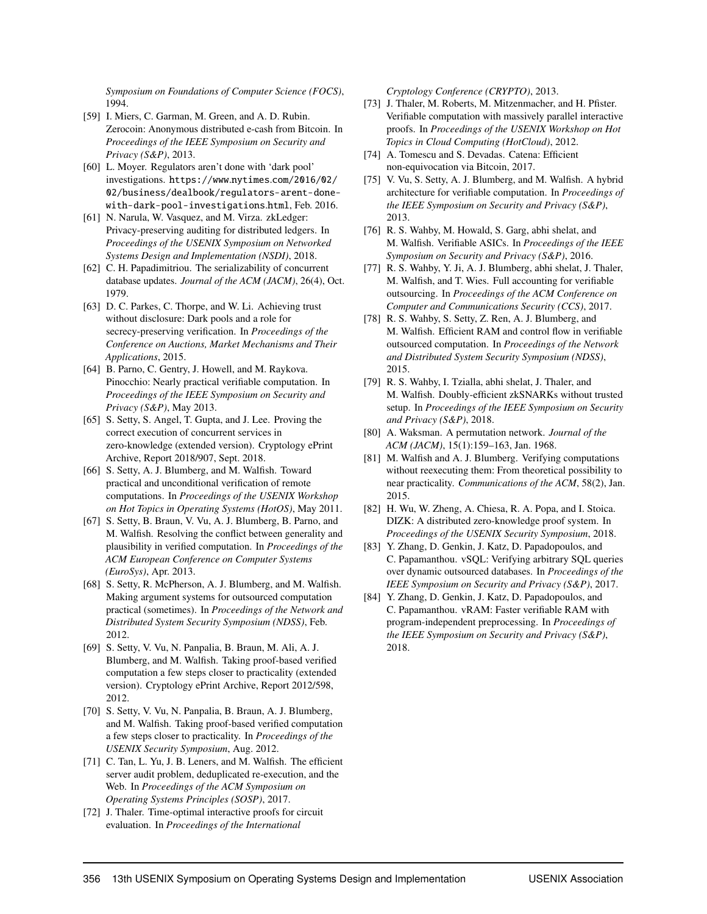*Symposium on Foundations of Computer Science (FOCS)*, 1994.

- [59] I. Miers, C. Garman, M. Green, and A. D. Rubin. Zerocoin: Anonymous distributed e-cash from Bitcoin. In *Proceedings of the IEEE Symposium on Security and Privacy (S&P)*, 2013.
- [60] L. Moyer. Regulators aren't done with 'dark pool' investigations. https://www.nytimes.com/2016/02/02/business/dealbook/regulators-arent-done-with-dark-pool-investigations.html, Feb. 2016.
- [61] N. Narula, W. Vasquez, and M. Virza. zkLedger: Privacy-preserving auditing for distributed ledgers. In *Proceedings of the USENIX Symposium on Networked Systems Design and Implementation (NSDI)*, 2018.
- [62] C. H. Papadimitriou. The serializability of concurrent database updates. *Journal of the ACM (JACM)*, 26(4), Oct. 1979.
- [63] D. C. Parkes, C. Thorpe, and W. Li. Achieving trust without disclosure: Dark pools and a role for secrecy-preserving verification. In *Proceedings of the Conference on Auctions, Market Mechanisms and Their Applications*, 2015.
- [64] B. Parno, C. Gentry, J. Howell, and M. Raykova. Pinocchio: Nearly practical verifiable computation. In *Proceedings of the IEEE Symposium on Security and Privacy (S&P)*, May 2013.
- [65] S. Setty, S. Angel, T. Gupta, and J. Lee. Proving the correct execution of concurrent services in zero-knowledge (extended version). Cryptology ePrint Archive, Report 2018/907, Sept. 2018.
- [66] S. Setty, A. J. Blumberg, and M. Walfish. Toward practical and unconditional verification of remote computations. In *Proceedings of the USENIX Workshop on Hot Topics in Operating Systems (HotOS)*, May 2011.
- [67] S. Setty, B. Braun, V. Vu, A. J. Blumberg, B. Parno, and M. Walfish. Resolving the conflict between generality and plausibility in verified computation. In *Proceedings of the ACM European Conference on Computer Systems (EuroSys)*, Apr. 2013.
- [68] S. Setty, R. McPherson, A. J. Blumberg, and M. Walfish. Making argument systems for outsourced computation practical (sometimes). In *Proceedings of the Network and Distributed System Security Symposium (NDSS)*, Feb. 2012.
- [69] S. Setty, V. Vu, N. Panpalia, B. Braun, M. Ali, A. J. Blumberg, and M. Walfish. Taking proof-based verified computation a few steps closer to practicality (extended version). Cryptology ePrint Archive, Report 2012/598, 2012.
- [70] S. Setty, V. Vu, N. Panpalia, B. Braun, A. J. Blumberg, and M. Walfish. Taking proof-based verified computation a few steps closer to practicality. In *Proceedings of the USENIX Security Symposium*, Aug. 2012.
- [71] C. Tan, L. Yu, J. B. Leners, and M. Walfish. The efficient server audit problem, deduplicated re-execution, and the Web. In *Proceedings of the ACM Symposium on Operating Systems Principles (SOSP)*, 2017.
- [72] J. Thaler. Time-optimal interactive proofs for circuit evaluation. In *Proceedings of the International Cryptology Conference (CRYPTO)*, 2013.
- [73] J. Thaler, M. Roberts, M. Mitzenmacher, and H. Pfister. Verifiable computation with massively parallel interactive proofs. In *Proceedings of the USENIX Workshop on Hot Topics in Cloud Computing (HotCloud)*, 2012.
- [74] A. Tomescu and S. Devadas. Catena: Efficient non-equivocation via Bitcoin, 2017.
- [75] V. Vu, S. Setty, A. J. Blumberg, and M. Walfish. A hybrid architecture for verifiable computation. In *Proceedings of the IEEE Symposium on Security and Privacy (S&P)*, 2013.
- [76] R. S. Wahby, M. Howald, S. Garg, abhi shelat, and M. Walfish. Verifiable ASICs. In *Proceedings of the IEEE Symposium on Security and Privacy (S&P)*, 2016.
- [77] R. S. Wahby, Y. Ji, A. J. Blumberg, abhi shelat, J. Thaler, M. Walfish, and T. Wies. Full accounting for verifiable outsourcing. In *Proceedings of the ACM Conference on Computer and Communications Security (CCS)*, 2017.
- [78] R. S. Wahby, S. Setty, Z. Ren, A. J. Blumberg, and M. Walfish. Efficient RAM and control flow in verifiable outsourced computation. In *Proceedings of the Network and Distributed System Security Symposium (NDSS)*, 2015.
- [79] R. S. Wahby, I. Tzialla, abhi shelat, J. Thaler, and M. Walfish. Doubly-efficient zkSNARKs without trusted setup. In *Proceedings of the IEEE Symposium on Security and Privacy (S&P)*, 2018.
- [80] A. Waksman. A permutation network. *Journal of the ACM (JACM)*, 15(1):159–163, Jan. 1968.
- [81] M. Walfish and A. J. Blumberg. Verifying computations without reexecuting them: From theoretical possibility to near practicality. *Communications of the ACM*, 58(2), Jan. 2015.
- [82] H. Wu, W. Zheng, A. Chiesa, R. A. Popa, and I. Stoica. DIZK: A distributed zero-knowledge proof system. In *Proceedings of the USENIX Security Symposium*, 2018.
- [83] Y. Zhang, D. Genkin, J. Katz, D. Papadopoulos, and C. Papamanthou. vSQL: Verifying arbitrary SQL queries over dynamic outsourced databases. In *Proceedings of the IEEE Symposium on Security and Privacy (S&P)*, 2017.
- [84] Y. Zhang, D. Genkin, J. Katz, D. Papadopoulos, and C. Papamanthou. vRAM: Faster verifiable RAM with program-independent preprocessing. In *Proceedings of the IEEE Symposium on Security and Privacy (S&P)*, 2018.